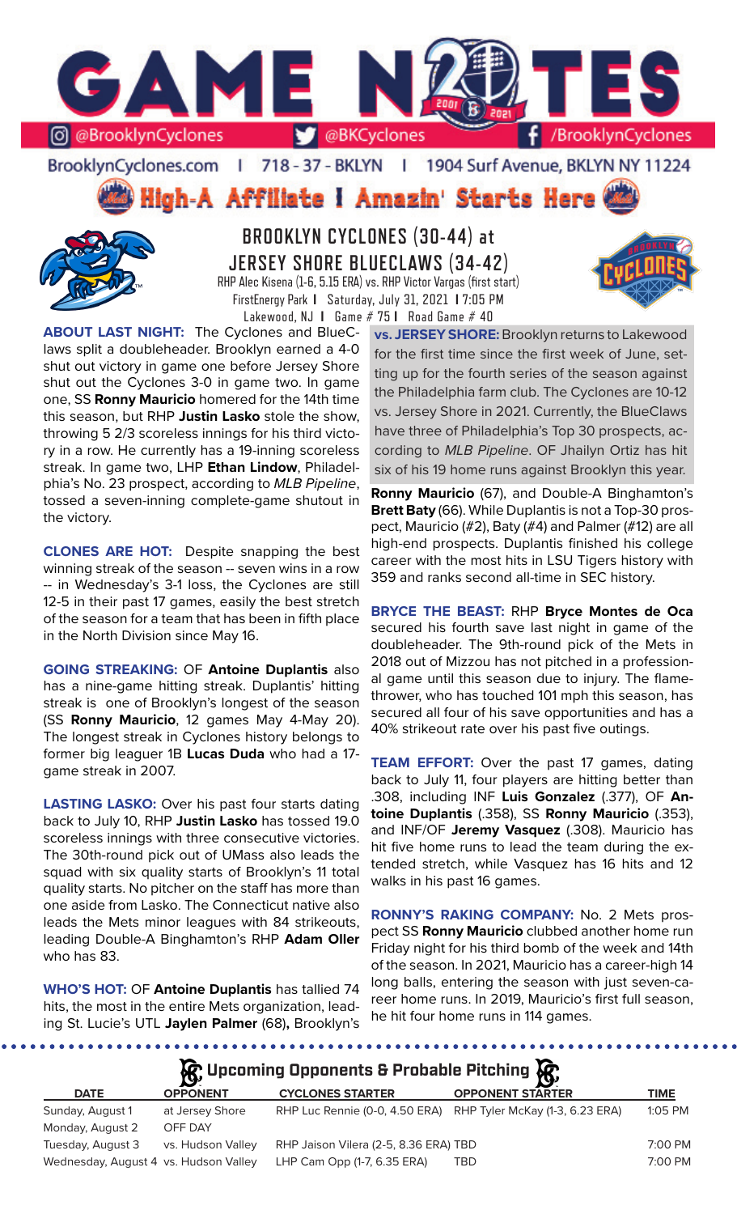# GAME NOTES

@BrooklynCyclones | @BKCyclones | /BrooklynCyclones

BrooklynCyclones.com | 718-37-BKLYN | 1904 Surf Avenue, BKLYN NY 11224

## High-A Affiliate | Amazin' Starts Here

## BROOKLYN CYCLONES (30-44) at JERSEY SHORE BLUECLAWS (34-42)

RHP Alec Kisena (1-6, 5.15 ERA) vs. RHP Victor Vargas (first start)
FirstEnergy Park | Saturday, July 31, 2021 | 7:05 PM
Lakewood, NJ | Game # 75 | Road Game # 40

**ABOUT LAST NIGHT:** The Cyclones and BlueClaws split a doubleheader. Brooklyn earned a 4-0 shut out victory in game one before Jersey Shore shut out the Cyclones 3-0 in game two. In game one, SS **Ronny Mauricio** homered for the 14th time this season, but RHP **Justin Lasko** stole the show, throwing 5 2/3 scoreless innings for his third victory in a row. He currently has a 19-inning scoreless streak. In game two, LHP **Ethan Lindow**, Philadelphia's No. 23 prospect, according to *MLB Pipeline*, tossed a seven-inning complete-game shutout in the victory.

**CLONES ARE HOT:** Despite snapping the best winning streak of the season -- seven wins in a row -- in Wednesday's 3-1 loss, the Cyclones are still 12-5 in their past 17 games, easily the best stretch of the season for a team that has been in fifth place in the North Division since May 16.

**GOING STREAKING:** OF **Antoine Duplantis** also has a nine-game hitting streak. Duplantis' hitting streak is one of Brooklyn's longest of the season (SS **Ronny Mauricio**, 12 games May 4-May 20). The longest streak in Cyclones history belongs to former big leaguer 1B **Lucas Duda** who had a 17-game streak in 2007.

**LASTING LASKO:** Over his past four starts dating back to July 10, RHP **Justin Lasko** has tossed 19.0 scoreless innings with three consecutive victories. The 30th-round pick out of UMass also leads the squad with six quality starts of Brooklyn's 11 total quality starts. No pitcher on the staff has more than one aside from Lasko. The Connecticut native also leads the Mets minor leagues with 84 strikeouts, leading Double-A Binghamton's RHP **Adam Oller** who has 83.

**WHO'S HOT:** OF **Antoine Duplantis** has tallied 74 hits, the most in the entire Mets organization, leading St. Lucie's UTL **Jaylen Palmer** (68)**,** Brooklyn's **Ronny Mauricio** (67), and Double-A Binghamton's **Brett Baty** (66). While Duplantis is not a Top-30 prospect, Mauricio (#2), Baty (#4) and Palmer (#12) are all high-end prospects. Duplantis finished his college career with the most hits in LSU Tigers history with 359 and ranks second all-time in SEC history.

**vs. JERSEY SHORE:** Brooklyn returns to Lakewood for the first time since the first week of June, setting up for the fourth series of the season against the Philadelphia farm club. The Cyclones are 10-12 vs. Jersey Shore in 2021. Currently, the BlueClaws have three of Philadelphia's Top 30 prospects, according to *MLB Pipeline*. OF Jhailyn Ortiz has hit six of his 19 home runs against Brooklyn this year.

**BRYCE THE BEAST:** RHP **Bryce Montes de Oca** secured his fourth save last night in game of the doubleheader. The 9th-round pick of the Mets in 2018 out of Mizzou has not pitched in a professional game until this season due to injury. The flame-thrower, who has touched 101 mph this season, has secured all four of his save opportunities and has a 40% strikeout rate over his past five outings.

**TEAM EFFORT:** Over the past 17 games, dating back to July 11, four players are hitting better than .308, including INF **Luis Gonzalez** (.377), OF **Antoine Duplantis** (.358), SS **Ronny Mauricio** (.353), and INF/OF **Jeremy Vasquez** (.308). Mauricio has hit five home runs to lead the team during the extended stretch, while Vasquez has 16 hits and 12 walks in his past 16 games.

**RONNY'S RAKING COMPANY:** No. 2 Mets prospect SS **Ronny Mauricio** clubbed another home run Friday night for his third bomb of the week and 14th of the season. In 2021, Mauricio has a career-high 14 long balls, entering the season with just seven-career home runs. In 2019, Mauricio's first full season, he hit four home runs in 114 games.

### Upcoming Opponents & Probable Pitching

| DATE | OPPONENT | CYCLONES STARTER | OPPONENT STARTER | TIME |
|---|---|---|---|---|
| Sunday, August 1 | at Jersey Shore | RHP Luc Rennie (0-0, 4.50 ERA) | RHP Tyler McKay (1-3, 6.23 ERA) | 1:05 PM |
| Monday, August 2 | OFF DAY | | | |
| Tuesday, August 3 | vs. Hudson Valley | RHP Jaison Vilera (2-5, 8.36 ERA) | TBD | 7:00 PM |
| Wednesday, August 4 | vs. Hudson Valley | LHP Cam Opp (1-7, 6.35 ERA) | TBD | 7:00 PM |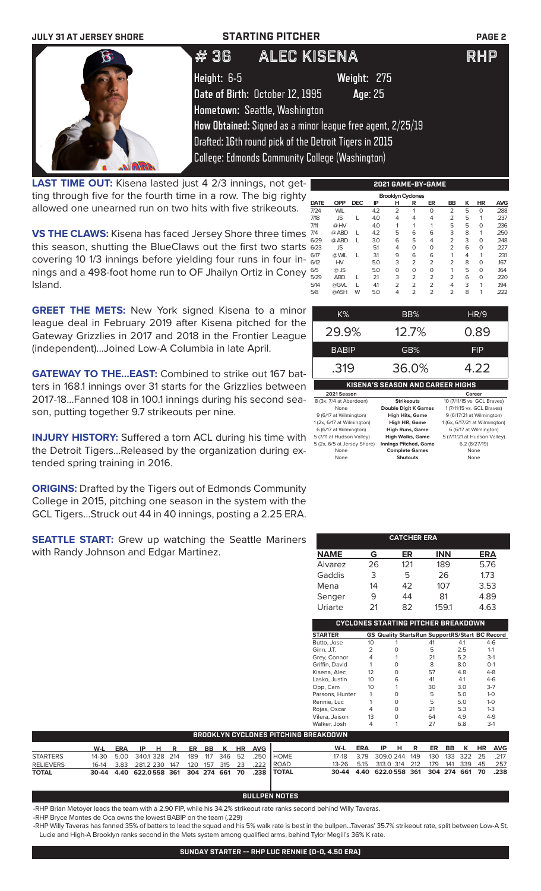JULY 31 AT JERSEY SHORE — STARTING PITCHER

# # 36 ALEC KISENA — RHP

**Height:** 6-5 **Weight:** 275
**Date of Birth:** October 12, 1995 **Age:** 25
**Hometown:** Seattle, Washington
**How Obtained:** Signed as a minor league free agent, 2/25/19
Drafted: 16th round pick of the Detroit Tigers in 2015
College: Edmonds Community College (Washington)

**LAST TIME OUT:** Kisena lasted just 4 2/3 innings, not getting through five for the fourth time in a row. The big righty allowed one unearned run on two hits with five strikeouts.

**VS THE CLAWS:** Kisena has faced Jersey Shore three times this season, shutting the BlueClaws out the first two starts covering 10 1/3 innings before yielding four runs in four innings and a 498-foot home run to OF Jhailyn Ortiz in Coney Island.

**GREET THE METS:** New York signed Kisena to a minor league deal in February 2019 after Kisena pitched for the Gateway Grizzlies in 2017 and 2018 in the Frontier League (independent)...Joined Low-A Columbia in late April.

**GATEWAY TO THE...EAST:** Combined to strike out 167 batters in 168.1 innings over 31 starts for the Grizzlies between 2017-18...Fanned 108 in 100.1 innings during his second season, putting together 9.7 strikeouts per nine.

**INJURY HISTORY:** Suffered a torn ACL during his time with the Detroit Tigers...Released by the organization during extended spring training in 2016.

**ORIGINS:** Drafted by the Tigers out of Edmonds Community College in 2015, pitching one season in the system with the GCL Tigers...Struck out 44 in 40 innings, posting a 2.25 ERA.

**SEATTLE START:** Grew up watching the Seattle Mariners with Randy Johnson and Edgar Martinez.

## 2021 GAME-BY-GAME

Brooklyn Cyclones

| DATE | OPP | DEC | IP | H | R | ER | BB | K | HR | AVG |
|---|---|---|---|---|---|---|---|---|---|---|
| 7/24 | WIL | | 4.2 | 2 | 1 | 0 | 2 | 5 | 0 | .288 |
| 7/18 | JS | L | 4.0 | 4 | 4 | 4 | 2 | 5 | 1 | .237 |
| 7/11 | @HV | | 4.0 | 1 | 1 | 1 | 5 | 5 | 0 | .236 |
| 7/4 | @ABD | L | 4.2 | 5 | 6 | 6 | 3 | 8 | 1 | .250 |
| 6/29 | @ABD | L | 3.0 | 6 | 5 | 4 | 2 | 3 | 0 | .248 |
| 6/23 | JS | | 5.1 | 4 | 0 | 0 | 2 | 6 | 0 | .227 |
| 6/17 | @WIL | L | 3.1 | 9 | 6 | 6 | 1 | 4 | 1 | .231 |
| 6/12 | HV | | 5.0 | 3 | 2 | 2 | 2 | 8 | 0 | .167 |
| 6/5 | @JS | | 5.0 | 0 | 0 | 0 | 1 | 5 | 0 | .164 |
| 5/29 | ABD | L | 2.1 | 3 | 2 | 2 | 2 | 6 | 0 | .220 |
| 5/14 | @GVL | L | 4.1 | 2 | 2 | 2 | 4 | 3 | 1 | .194 |
| 5/8 | @ASH | W | 5.0 | 4 | 2 | 2 | 2 | 8 | 1 | .222 |

| K% | BB% | HR/9 |
|---|---|---|
| 29.9% | 12.7% | 0.89 |
| **BABIP** | **GB%** | **FIP** |
| .319 | 36.0% | 4.22 |

## KISENA'S SEASON AND CAREER HIGHS

| 2021 Season | | Career |
|---|---|---|
| 8 (3x, 7/4 at Aberdeen) | Strikeouts | 10 (7/11/15 vs. GCL Braves) |
| None | Double Digit K Games | 1 (7/11/15 vs. GCL Braves) |
| 9 (6/17 at Wilmington) | High Hits, Game | 9 (6/17/21 at Wilmington) |
| 1 (2x, 6/17 at Wilmington) | High HR, Game | 1 (6x, 6/17/21 at Wilmington) |
| 6 (6/17 at Wilmington) | High Runs, Game | 6 (6/17 at Wilmington) |
| 5 (7/11 at Hudson Valley) | High Walks, Game | 5 (7/11/21 at Hudson Valley) |
| 5 (2x, 6/5 at Jersey Shore) | Innings Pitched, Game | 6.2 (8/27/19) |
| None | Complete Games | None |
| None | Shutouts | None |

## CATCHER ERA

| NAME | G | ER | INN | ERA |
|---|---|---|---|---|
| Alvarez | 26 | 121 | 189 | 5.76 |
| Gaddis | 3 | 5 | 26 | 1.73 |
| Mena | 14 | 42 | 107 | 3.53 |
| Senger | 9 | 44 | 81 | 4.89 |
| Uriarte | 21 | 82 | 159.1 | 4.63 |

## CYCLONES STARTING PITCHER BREAKDOWN

| STARTER | GS | Quality Starts | Run Support | RS/Start | BC Record |
|---|---|---|---|---|---|
| Butto, Jose | 10 | 1 | 41 | 4.1 | 4-6 |
| Ginn, J.T. | 2 | 0 | 5 | 2.5 | 1-1 |
| Grey, Connor | 4 | 1 | 21 | 5.2 | 3-1 |
| Griffin, David | 1 | 0 | 8 | 8.0 | 0-1 |
| Kisena, Alec | 12 | 0 | 57 | 4.8 | 4-8 |
| Lasko, Justin | 10 | 6 | 41 | 4.1 | 4-6 |
| Opp, Cam | 10 | 1 | 30 | 3.0 | 3-7 |
| Parsons, Hunter | 1 | 0 | 5 | 5.0 | 1-0 |
| Rennie, Luc | 1 | 0 | 5 | 5.0 | 1-0 |
| Rojas, Oscar | 4 | 0 | 21 | 5.3 | 1-3 |
| Vilera, Jaison | 13 | 0 | 64 | 4.9 | 4-9 |
| Walker, Josh | 4 | 1 | 27 | 6.8 | 3-1 |

## BROOKLYN CYCLONES PITCHING BREAKDOWN

| | W-L | ERA | IP | H | R | ER | BB | K | HR | AVG |
|---|---|---|---|---|---|---|---|---|---|---|
| STARTERS | 14-30 | 5.00 | 340.1 | 328 | 214 | 189 | 117 | 346 | 52 | .250 |
| RELIEVERS | 16-14 | 3.83 | 281.2 | 230 | 147 | 120 | 157 | 315 | 23 | .222 |
| TOTAL | 30-44 | 4.40 | 622.0 | 558 | 361 | 304 | 274 | 661 | 70 | .238 |

| | W-L | ERA | IP | H | R | ER | BB | K | HR | AVG |
|---|---|---|---|---|---|---|---|---|---|---|
| HOME | 17-18 | 3.79 | 309.0 | 244 | 149 | 130 | 133 | 322 | 25 | .217 |
| ROAD | 13-26 | 5.15 | 313.0 | 314 | 212 | 179 | 141 | 339 | 45 | .257 |
| TOTAL | 30-44 | 4.40 | 622.0 | 558 | 361 | 304 | 274 | 661 | 70 | .238 |

## BULLPEN NOTES

-RHP Brian Metoyer leads the team with a 2.90 FIP, while his 34.2% strikeout rate ranks second behind Willy Taveras.

-RHP Bryce Montes de Oca owns the lowest BABIP on the team (.229)

-RHP Willy Taveras has fanned 35% of batters to lead the squad and his 5% walk rate is best in the bullpen...Taveras' 35.7% strikeout rate, split between Low-A St. Lucie and High-A Brooklyn ranks second in the Mets system among qualified arms, behind Tylor Megill's 36% K rate.

## SUNDAY STARTER -- RHP LUC RENNIE (0-0, 4.50 ERA)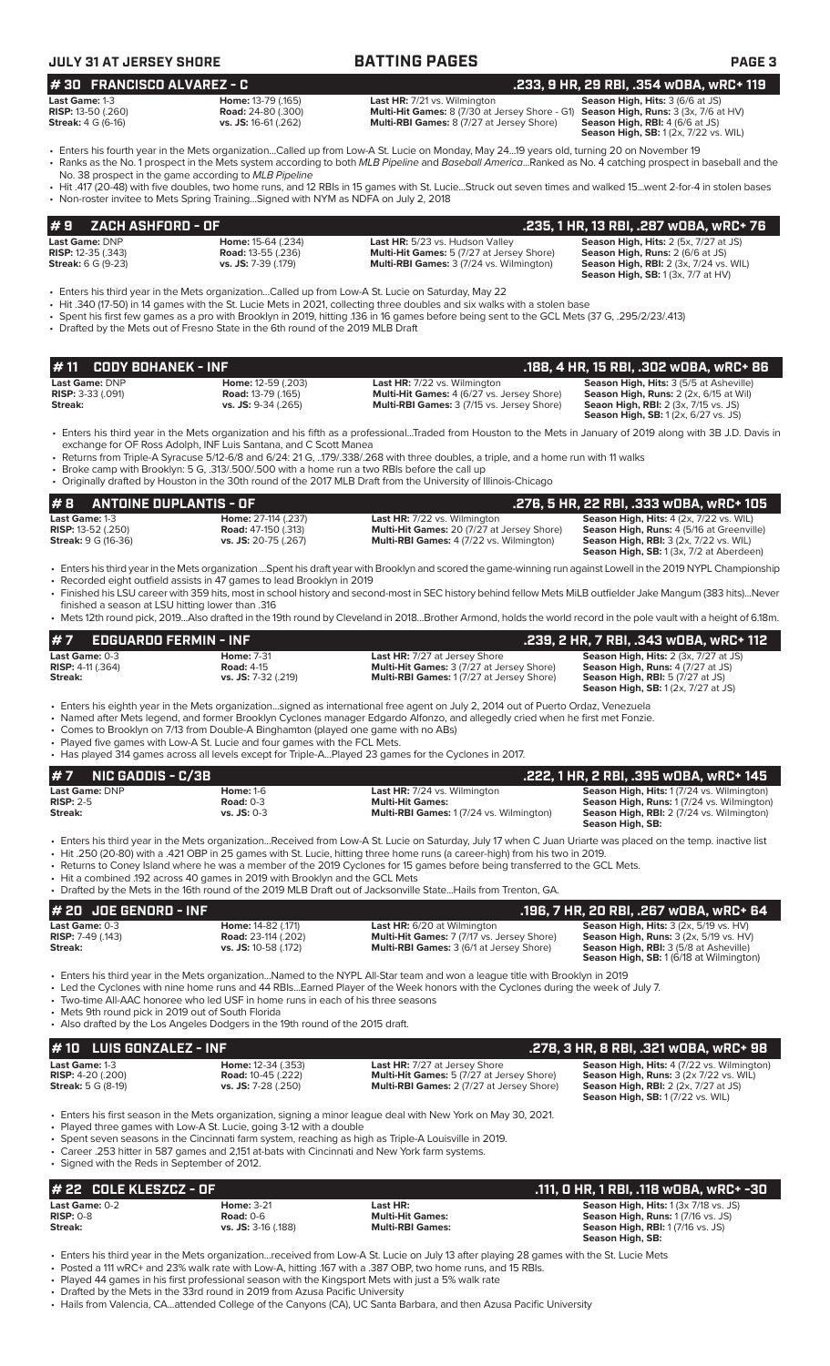## #30 FRANCISCO ALVAREZ - C
**.233, 9 HR, 29 RBI, .354 wOBA, wRC+ 119**

| | | | |
|---|---|---|---|
| **Last Game:** 1-3 | **Home:** 13-79 (.165) | **Last HR:** 7/21 vs. Wilmington | **Season High, Hits:** 3 (6/6 at JS) |
| **RISP:** 13-50 (.260) | **Road:** 24-80 (.300) | **Multi-Hit Games:** 8 (7/30 at Jersey Shore - G1) | **Season High, Runs:** 3 (3x, 7/6 at HV) |
| **Streak:** 4 G (6-16) | **vs. JS:** 16-61 (.262) | **Multi-RBI Games:** 8 (7/27 at Jersey Shore) | **Season High, RBI:** 4 (6/6 at JS) |
| | | | **Season High, SB:** 1 (2x, 7/22 vs. WIL) |

- Enters his fourth year in the Mets organization...Called up from Low-A St. Lucie on Monday, May 24...19 years old, turning 20 on November 19
- Ranks as the No. 1 prospect in the Mets system according to both *MLB Pipeline* and *Baseball America*...Ranked as No. 4 catching prospect in baseball and the No. 38 prospect in the game according to *MLB Pipeline*
- Hit .417 (20-48) with five doubles, two home runs, and 12 RBIs in 15 games with St. Lucie...Struck out seven times and walked 15...went 2-for-4 in stolen bases
- Non-roster invitee to Mets Spring Training...Signed with NYM as NDFA on July 2, 2018

## #9 ZACH ASHFORD - OF
**.235, 1 HR, 13 RBI, .287 wOBA, wRC+ 76**

| | | | |
|---|---|---|---|
| **Last Game:** DNP | **Home:** 15-64 (.234) | **Last HR:** 5/23 vs. Hudson Valley | **Season High, Hits:** 2 (5x, 7/27 at JS) |
| **RISP:** 12-35 (.343) | **Road:** 13-55 (.236) | **Multi-Hit Games:** 5 (7/27 at Jersey Shore) | **Season High, Runs:** 2 (6/6 at JS) |
| **Streak:** 6 G (9-23) | **vs. JS:** 7-39 (.179) | **Multi-RBI Games:** 3 (7/24 vs. Wilmington) | **Season High, RBI:** 2 (3x, 7/24 vs. WIL) |
| | | | **Season High, SB:** 1 (3x, 7/7 at HV) |

- Enters his third year in the Mets organization...Called up from Low-A St. Lucie on Saturday, May 22
- Hit .340 (17-50) in 14 games with the St. Lucie Mets in 2021, collecting three doubles and six walks with a stolen base
- Spent his first few games as a pro with Brooklyn in 2019, hitting .136 in 16 games before being sent to the GCL Mets (37 G, .295/2/23/.413)
- Drafted by the Mets out of Fresno State in the 6th round of the 2019 MLB Draft

## #11 CODY BOHANEK - INF
**.188, 4 HR, 15 RBI, .302 wOBA, wRC+ 86**

| | | | |
|---|---|---|---|
| **Last Game:** DNP | **Home:** 12-59 (.203) | **Last HR:** 7/22 vs. Wilmington | **Season High, Hits:** 3 (5/5 at Asheville) |
| **RISP:** 3-33 (.091) | **Road:** 13-79 (.165) | **Multi-Hit Games:** 4 (6/27 vs. Jersey Shore) | **Season High, Runs:** 2 (2x, 6/15 at Wil) |
| **Streak:** | **vs. JS:** 9-34 (.265) | **Multi-RBI Games:** 3 (7/15 vs. Jersey Shore) | **Seaon High, RBI:** 2 (3x, 7/15 vs. JS) |
| | | | **Season High, SB:** 1 (2x, 6/27 vs. JS) |

- Enters his third year in the Mets organization and his fifth as a professional...Traded from Houston to the Mets in January of 2019 along with 3B J.D. Davis in exchange for OF Ross Adolph, INF Luis Santana, and C Scott Manea
- Returns from Triple-A Syracuse 5/12-6/8 and 6/24: 21 G, ..179/.338/.268 with three doubles, a triple, and a home run with 11 walks
- Broke camp with Brooklyn: 5 G, .313/.500/.500 with a home run a two RBIs before the call up
- Originally drafted by Houston in the 30th round of the 2017 MLB Draft from the University of Illinois-Chicago

## #8 ANTOINE DUPLANTIS - OF
**.276, 5 HR, 22 RBI, .333 wOBA, wRC+ 105**

| | | | |
|---|---|---|---|
| **Last Game:** 1-3 | **Home:** 27-114 (.237) | **Last HR:** 7/22 vs. Wilmington | **Season High, Hits:** 4 (2x, 7/22 vs. WIL) |
| **RISP:** 13-52 (.250) | **Road:** 47-150 (.313) | **Multi-Hit Games:** 20 (7/27 at Jersey Shore) | **Season High, Runs:** 4 (5/16 at Greenville) |
| **Streak:** 9 G (16-36) | **vs. JS:** 20-75 (.267) | **Multi-RBI Games:** 4 (7/22 vs. Wilmington) | **Season High, RBI:** 3 (2x, 7/22 vs. WIL) |
| | | | **Season High, SB:** 1 (3x, 7/2 at Aberdeen) |

- Enters his third year in the Mets organization ...Spent his draft year with Brooklyn and scored the game-winning run against Lowell in the 2019 NYPL Championship
- Recorded eight outfield assists in 47 games to lead Brooklyn in 2019
- Finished his LSU career with 359 hits, most in school history and second-most in SEC history behind fellow Mets MiLB outfielder Jake Mangum (383 hits)...Never finished a season at LSU hitting lower than .316
- Mets 12th round pick, 2019...Also drafted in the 19th round by Cleveland in 2018...Brother Armond, holds the world record in the pole vault with a height of 6.18m.

## #7 EDGUARDO FERMIN - INF
**.239, 2 HR, 7 RBI, .343 wOBA, wRC+ 112**

| | | | |
|---|---|---|---|
| **Last Game:** 0-3 | **Home:** 7-31 | **Last HR:** 7/27 at Jersey Shore | **Season High, Hits:** 2 (3x, 7/27 at JS) |
| **RISP:** 4-11 (.364) | **Road:** 4-15 | **Multi-Hit Games:** 3 (7/27 at Jersey Shore) | **Season High, Runs:** 4 (7/27 at JS) |
| **Streak:** | **vs. JS:** 7-32 (.219) | **Multi-RBI Games:** 1 (7/27 at Jersey Shore) | **Season High, RBI:** 5 (7/27 at JS) |
| | | | **Season High, SB:** 1 (2x, 7/27 at JS) |

- Enters his eighth year in the Mets organization...signed as international free agent on July 2, 2014 out of Puerto Ordaz, Venezuela
- Named after Mets legend, and former Brooklyn Cyclones manager Edgardo Alfonzo, and allegedly cried when he first met Fonzie.
- Comes to Brooklyn on 7/13 from Double-A Binghamton (played one game with no ABs)
- Played five games with Low-A St. Lucie and four games with the FCL Mets.
- Has played 314 games across all levels except for Triple-A...Played 23 games for the Cyclones in 2017.

## #7 NIC GADDIS - C/3B
**.222, 1 HR, 2 RBI, .395 wOBA, wRC+ 145**

| | | | |
|---|---|---|---|
| **Last Game:** DNP | **Home:** 1-6 | **Last HR:** 7/24 vs. Wilmington | **Season High, Hits:** 1 (7/24 vs. Wilmington) |
| **RISP:** 2-5 | **Road:** 0-3 | **Multi-Hit Games:** | **Season High, Runs:** 1 (7/24 vs. Wilmington) |
| **Streak:** | **vs. JS:** 0-3 | **Multi-RBI Games:** 1 (7/24 vs. Wilmington) | **Season High, RBI:** 2 (7/24 vs. Wilmington) |
| | | | **Season High, SB:** |

- Enters his third year in the Mets organization...Received from Low-A St. Lucie on Saturday, July 17 when C Juan Uriarte was placed on the temp. inactive list
- Hit .250 (20-80) with a .421 OBP in 25 games with St. Lucie, hitting three home runs (a career-high) from his two in 2019.
- Returns to Coney Island where he was a member of the 2019 Cyclones for 15 games before being transferred to the GCL Mets.
- Hit a combined .192 across 40 games in 2019 with Brooklyn and the GCL Mets
- Drafted by the Mets in the 16th round of the 2019 MLB Draft out of Jacksonville State...Hails from Trenton, GA.

## #20 JOE GENORD - INF
**.196, 7 HR, 20 RBI, .267 wOBA, wRC+ 64**

| | | | |
|---|---|---|---|
| **Last Game:** 0-3 | **Home:** 14-82 (.171) | **Last HR:** 6/20 at Wilmington | **Season High, Hits:** 3 (2x, 5/19 vs. HV) |
| **RISP:** 7-49 (.143) | **Road:** 23-114 (.202) | **Multi-Hit Games:** 7 (7/17 vs. Jersey Shore) | **Season High, Runs:** 3 (2x, 5/19 vs. HV) |
| **Streak:** | **vs. JS:** 10-58 (.172) | **Multi-RBI Games:** 3 (6/1 at Jersey Shore) | **Season High, RBI:** 3 (5/8 at Asheville) |
| | | | **Season High, SB:** 1 (6/18 at Wilmington) |

- Enters his third year in the Mets organization...Named to the NYPL All-Star team and won a league title with Brooklyn in 2019
- Led the Cyclones with nine home runs and 44 RBIs...Earned Player of the Week honors with the Cyclones during the week of July 7.
- Two-time All-AAC honoree who led USF in home runs in each of his three seasons
- Mets 9th round pick in 2019 out of South Florida
- Also drafted by the Los Angeles Dodgers in the 19th round of the 2015 draft.

## #10 LUIS GONZALEZ - INF
**.278, 3 HR, 8 RBI, .321 wOBA, wRC+ 98**

| | | | |
|---|---|---|---|
| **Last Game:** 1-3 | **Home:** 12-34 (.353) | **Last HR:** 7/27 at Jersey Shore | **Season High, Hits:** 4 (7/22 vs. Wilmington) |
| **RISP:** 4-20 (.200) | **Road:** 10-45 (.222) | **Multi-Hit Games:** 5 (7/27 at Jersey Shore) | **Season High, Runs:** 3 (2x 7/22 vs. WIL) |
| **Streak:** 5 G (8-19) | **vs. JS:** 7-28 (.250) | **Multi-RBI Games:** 2 (7/27 at Jersey Shore) | **Season High, RBI:** 2 (2x, 7/27 at JS) |
| | | | **Season High, SB:** 1 (7/22 vs. WIL) |

- Enters his first season in the Mets organization, signing a minor league deal with New York on May 30, 2021.
- Played three games with Low-A St. Lucie, going 3-12 with a double
- Spent seven seasons in the Cincinnati farm system, reaching as high as Triple-A Louisville in 2019.
- Career .253 hitter in 587 games and 2,151 at-bats with Cincinnati and New York farm systems.
- Signed with the Reds in September of 2012.

## #22 COLE KLESZCZ - OF
**.111, 0 HR, 1 RBI, .118 wOBA, wRC+ -30**

| | | | |
|---|---|---|---|
| **Last Game:** 0-2 | **Home:** 3-21 | **Last HR:** | **Season High, Hits:** 1 (3x 7/18 vs. JS) |
| **RISP:** 0-8 | **Road:** 0-6 | **Multi-Hit Games:** | **Season High, Runs:** 1 (7/16 vs. JS) |
| **Streak:** | **vs. JS:** 3-16 (.188) | **Multi-RBI Games:** | **Season High, RBI:** 1 (7/16 vs. JS) |
| | | | **Season High, SB:** |

- Enters his third year in the Mets organization...received from Low-A St. Lucie on July 13 after playing 28 games with the St. Lucie Mets
- Posted a 111 wRC+ and 23% walk rate with Low-A, hitting .167 with a .387 OBP, two home runs, and 15 RBIs.
- Played 44 games in his first professional season with the Kingsport Mets with just a 5% walk rate
- Drafted by the Mets in the 33rd round in 2019 from Azusa Pacific University
- Hails from Valencia, CA...attended College of the Canyons (CA), UC Santa Barbara, and then Azusa Pacific University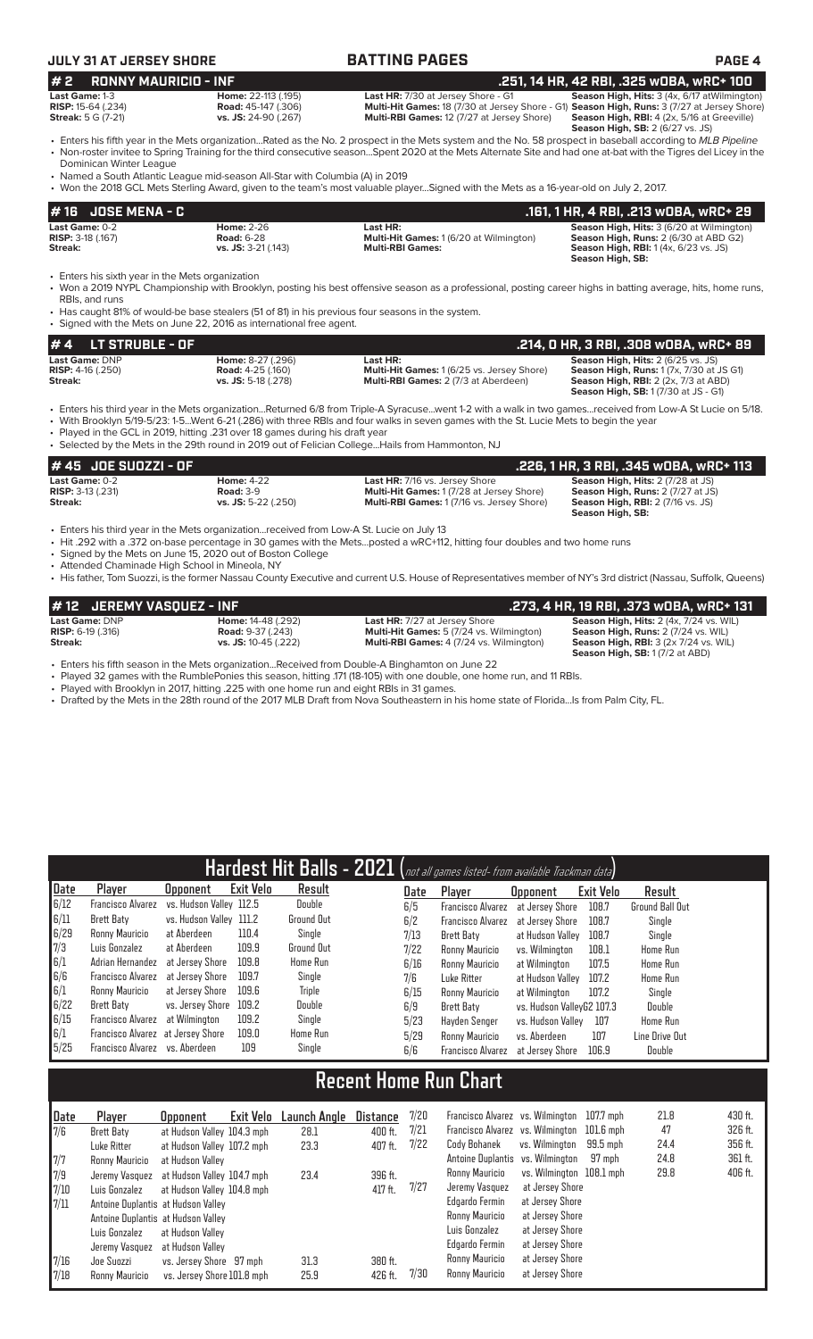## JULY 31 AT JERSEY SHORE — BATTING PAGES

### # 2 RONNY MAURICIO - INF — .251, 14 HR, 42 RBI, .325 wOBA, wRC+ 100

**Last Game:** 1-3 | **Home:** 22-113 (.195) | **Last HR:** 7/30 at Jersey Shore - G1 | **Season High, Hits:** 3 (4x, 6/17 atWilmington)
**RISP:** 15-64 (.234) | **Road:** 45-147 (.306) | **Multi-Hit Games:** 18 (7/30 at Jersey Shore - G1) | **Season High, Runs:** 3 (7/27 at Jersey Shore)
**Streak:** 5 G (7-21) | **vs. JS:** 24-90 (.267) | **Multi-RBI Games:** 12 (7/27 at Jersey Shore) | **Season High, RBI:** 4 (2x, 5/16 at Greeville)
**Season High, SB:** 2 (6/27 vs. JS)

- Enters his fifth year in the Mets organization...Rated as the No. 2 prospect in the Mets system and the No. 58 prospect in baseball according to *MLB Pipeline*
- Non-roster invitee to Spring Training for the third consecutive season...Spent 2020 at the Mets Alternate Site and had one at-bat with the Tigres del Licey in the Dominican Winter League
- Named a South Atlantic League mid-season All-Star with Columbia (A) in 2019
- Won the 2018 GCL Mets Sterling Award, given to the team's most valuable player...Signed with the Mets as a 16-year-old on July 2, 2017.

### # 16 JOSE MENA - C — .161, 1 HR, 4 RBI, .213 wOBA, wRC+ 29

**Last Game:** 0-2 | **Home:** 2-26 | **Last HR:** | **Season High, Hits:** 3 (6/20 at Wilmington)
**RISP:** 3-18 (.167) | **Road:** 6-28 | **Multi-Hit Games:** 1 (6/20 at Wilmington) | **Season High, Runs:** 2 (6/30 at ABD G2)
**Streak:** | **vs. JS:** 3-21 (.143) | **Multi-RBI Games:** | **Season High, RBI:** 1 (4x, 6/23 vs. JS)
**Season High, SB:**

- Enters his sixth year in the Mets organization
- Won a 2019 NYPL Championship with Brooklyn, posting his best offensive season as a professional, posting career highs in batting average, hits, home runs, RBIs, and runs
- Has caught 81% of would-be base stealers (51 of 81) in his previous four seasons in the system.
- Signed with the Mets on June 22, 2016 as international free agent.

### # 4 LT STRUBLE - OF — .214, 0 HR, 3 RBI, .308 wOBA, wRC+ 89

**Last Game:** DNP | **Home:** 8-27 (.296) | **Last HR:** | **Season High, Hits:** 2 (6/25 vs. JS)
**RISP:** 4-16 (.250) | **Road:** 4-25 (.160) | **Multi-Hit Games:** 1 (6/25 vs. Jersey Shore) | **Season High, Runs:** 1 (7x, 7/30 at JS G1)
**Streak:** | **vs. JS:** 5-18 (.278) | **Multi-RBI Games:** 2 (7/3 at Aberdeen) | **Season High, RBI:** 2 (2x, 7/3 at ABD)
**Season High, SB:** 1 (7/30 at JS - G1)

- Enters his third year in the Mets organization...Returned 6/8 from Triple-A Syracuse...went 1-2 with a walk in two games...received from Low-A St Lucie on 5/18.
- With Brooklyn 5/19-5/23: 1-5...Went 6-21 (.286) with three RBIs and four walks in seven games with the St. Lucie Mets to begin the year
- Played in the GCL in 2019, hitting .231 over 18 games during his draft year
- Selected by the Mets in the 29th round in 2019 out of Felician College...Hails from Hammonton, NJ

### # 45 JOE SUOZZI - OF — .226, 1 HR, 3 RBI, .345 wOBA, wRC+ 113

**Last Game:** 0-2 | **Home:** 4-22 | **Last HR:** 7/16 vs. Jersey Shore | **Season High, Hits:** 2 (7/28 at JS)
**RISP:** 3-13 (.231) | **Road:** 3-9 | **Multi-Hit Games:** 1 (7/28 at Jersey Shore) | **Season High, Runs:** 2 (7/27 at JS)
**Streak:** | **vs. JS:** 5-22 (.250) | **Multi-RBI Games:** 1 (7/16 vs. Jersey Shore) | **Season High, RBI:** 2 (7/16 vs. JS)
**Season High, SB:**

- Enters his third year in the Mets organization...received from Low-A St. Lucie on July 13
- Hit .292 with a .372 on-base percentage in 30 games with the Mets...posted a wRC+112, hitting four doubles and two home runs
- Signed by the Mets on June 15, 2020 out of Boston College
- Attended Chaminade High School in Mineola, NY
- His father, Tom Suozzi, is the former Nassau County Executive and current U.S. House of Representatives member of NY's 3rd district (Nassau, Suffolk, Queens)

### # 12 JEREMY VASQUEZ - INF — .273, 4 HR, 19 RBI, .373 wOBA, wRC+ 131

**Last Game:** DNP | **Home:** 14-48 (.292) | **Last HR:** 7/27 at Jersey Shore | **Season High, Hits:** 2 (4x, 7/24 vs. WIL)
**RISP:** 6-19 (.316) | **Road:** 9-37 (.243) | **Multi-Hit Games:** 5 (7/24 vs. Wilmington) | **Season High, Runs:** 2 (7/24 vs. WIL)
**Streak:** | **vs. JS:** 10-45 (.222) | **Multi-RBI Games:** 4 (7/24 vs. Wilmington) | **Season High, RBI:** 3 (2x 7/24 vs. WIL)
**Season High, SB:** 1 (7/2 at ABD)

- Enters his fifth season in the Mets organization...Received from Double-A Binghamton on June 22
- Played 32 games with the RumblePonies this season, hitting .171 (18-105) with one double, one home run, and 11 RBIs.
- Played with Brooklyn in 2017, hitting .225 with one home run and eight RBIs in 31 games.
- Drafted by the Mets in the 28th round of the 2017 MLB Draft from Nova Southeastern in his home state of Florida...Is from Palm City, FL.

## Hardest Hit Balls - 2021 (not all games listed- from available Trackman data)

| Date | Player | Opponent | Exit Velo | Result |
|---|---|---|---|---|
| 6/12 | Francisco Alvarez | vs. Hudson Valley | 112.5 | Double |
| 6/11 | Brett Baty | vs. Hudson Valley | 111.2 | Ground Out |
| 6/29 | Ronny Mauricio | at Aberdeen | 110.4 | Single |
| 7/3 | Luis Gonzalez | at Aberdeen | 109.9 | Ground Out |
| 6/1 | Adrian Hernandez | at Jersey Shore | 109.8 | Home Run |
| 6/6 | Francisco Alvarez | at Jersey Shore | 109.7 | Single |
| 6/1 | Ronny Mauricio | at Jersey Shore | 109.6 | Triple |
| 6/22 | Brett Baty | vs. Jersey Shore | 109.2 | Double |
| 6/15 | Francisco Alvarez | at Wilmington | 109.2 | Single |
| 6/1 | Francisco Alvarez | at Jersey Shore | 109.0 | Home Run |
| 5/25 | Francisco Alvarez | vs. Aberdeen | 109 | Single |
| 6/5 | Francisco Alvarez | at Jersey Shore | 108.7 | Ground Ball Out |
| 6/2 | Francisco Alvarez | at Jersey Shore | 108.7 | Single |
| 7/13 | Brett Baty | at Hudson Valley | 108.7 | Single |
| 7/22 | Ronny Mauricio | vs. Wilmington | 108.1 | Home Run |
| 6/16 | Ronny Mauricio | at Wilmington | 107.5 | Home Run |
| 7/6 | Luke Ritter | at Hudson Valley | 107.2 | Home Run |
| 6/15 | Ronny Mauricio | at Wilmington | 107.2 | Single |
| 6/9 | Brett Baty | vs. Hudson Valley G2 | 107.3 | Double |
| 5/23 | Hayden Senger | vs. Hudson Valley | 107 | Home Run |
| 5/29 | Ronny Mauricio | vs. Aberdeen | 107 | Line Drive Out |
| 6/6 | Francisco Alvarez | at Jersey Shore | 106.9 | Double |

## Recent Home Run Chart

| Date | Player | Opponent | Exit Velo | Launch Angle | Distance |
|---|---|---|---|---|---|
| 7/6 | Brett Baty | at Hudson Valley | 104.3 mph | 28.1 | 400 ft. |
| | Luke Ritter | at Hudson Valley | 107.2 mph | 23.3 | 407 ft. |
| 7/7 | Ronny Mauricio | at Hudson Valley | | | |
| 7/9 | Jeremy Vasquez | at Hudson Valley | 104.7 mph | 23.4 | 396 ft. |
| 7/10 | Luis Gonzalez | at Hudson Valley | 104.8 mph | | 417 ft. |
| 7/11 | Antoine Duplantis | at Hudson Valley | | | |
| | Antoine Duplantis | at Hudson Valley | | | |
| | Luis Gonzalez | at Hudson Valley | | | |
| | Jeremy Vasquez | at Hudson Valley | | | |
| 7/16 | Joe Suozzi | vs. Jersey Shore | 97 mph | 31.3 | 380 ft. |
| 7/18 | Ronny Mauricio | vs. Jersey Shore | 101.8 mph | 25.9 | 426 ft. |
| 7/20 | Francisco Alvarez | vs. Wilmington | 107.7 mph | 21.8 | 430 ft. |
| 7/21 | Francisco Alvarez | vs. Wilmington | 101.6 mph | 47 | 326 ft. |
| 7/22 | Cody Bohanek | vs. Wilmington | 99.5 mph | 24.4 | 356 ft. |
| | Antoine Duplantis | vs. Wilmington | 97 mph | 24.8 | 361 ft. |
| | Ronny Mauricio | vs. Wilmington | 108.1 mph | 29.8 | 406 ft. |
| 7/27 | Jeremy Vasquez | at Jersey Shore | | | |
| | Edgardo Fermin | at Jersey Shore | | | |
| | Ronny Mauricio | at Jersey Shore | | | |
| | Luis Gonzalez | at Jersey Shore | | | |
| | Edgardo Fermin | at Jersey Shore | | | |
| | Ronny Mauricio | at Jersey Shore | | | |
| 7/30 | Ronny Mauricio | at Jersey Shore | | | |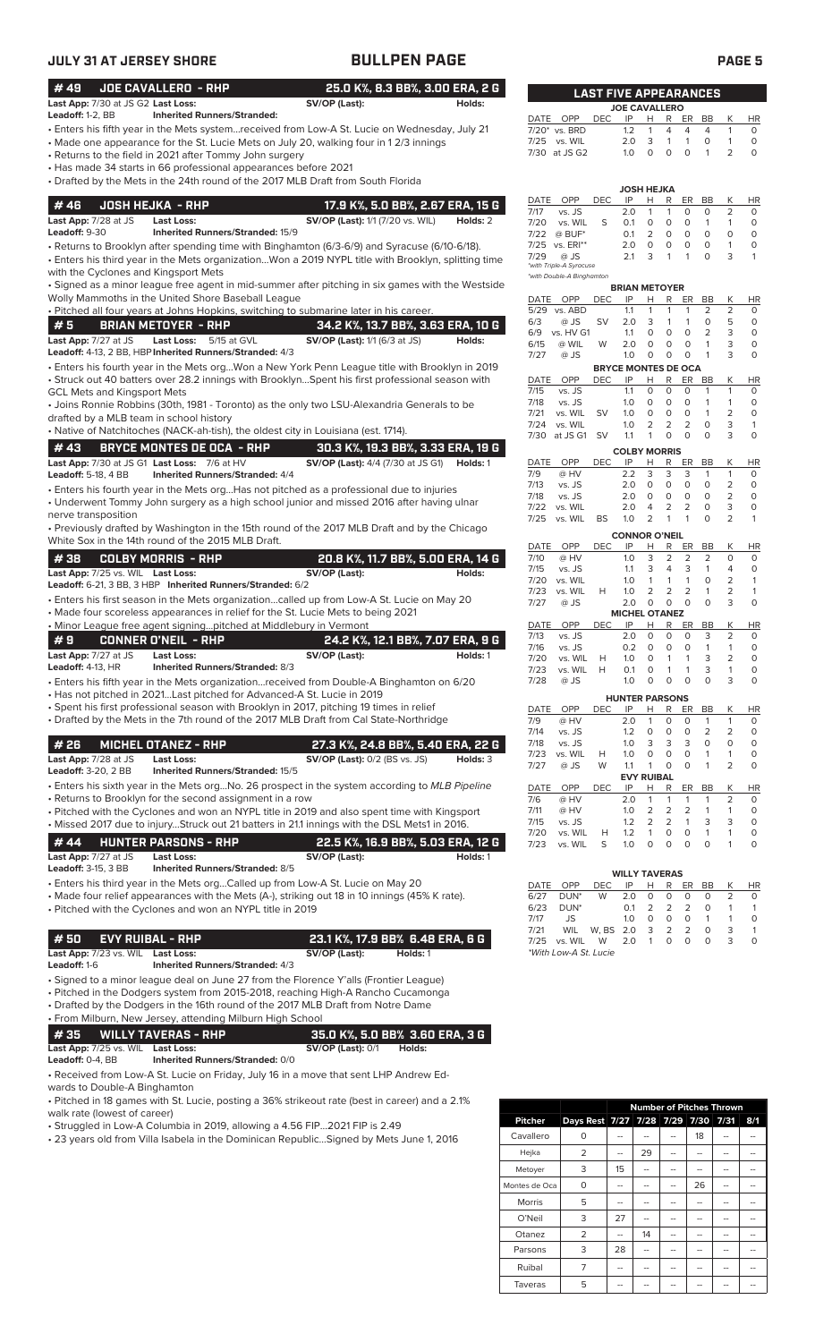## JULY 31 AT JERSEY SHORE — BULLPEN PAGE

### #49 JOE CAVALLERO - RHP — 25.0 K%, 8.3 BB%, 3.00 ERA, 2 G

**Last App:** 7/30 at JS G2 **Last Loss:** **SV/OP (Last):** **Holds:**
**Leadoff:** 1-2, BB **Inherited Runners/Stranded:**

- Enters his fifth year in the Mets system...received from Low-A St. Lucie on Wednesday, July 21
- Made one appearance for the St. Lucie Mets on July 20, walking four in 1 2/3 innings
- Returns to the field in 2021 after Tommy John surgery
- Has made 34 starts in 66 professional appearances before 2021
- Drafted by the Mets in the 24th round of the 2017 MLB Draft from South Florida

### #46 JOSH HEJKA - RHP — 17.9 K%, 5.0 BB%, 2.67 ERA, 15 G

**Last App:** 7/28 at JS **Last Loss:** **SV/OP (Last):** 1/1 (7/20 vs. WIL) **Holds:** 2
**Leadoff:** 9-30 **Inherited Runners/Stranded:** 15/9

- Returns to Brooklyn after spending time with Binghamton (6/3-6/9) and Syracuse (6/10-6/18).
- Enters his third year in the Mets organization...Won a 2019 NYPL title with Brooklyn, splitting time with the Cyclones and Kingsport Mets
- Signed as a minor league free agent in mid-summer after pitching in six games with the Westside Wolly Mammoths in the United Shore Baseball League
- Pitched all four years at Johns Hopkins, switching to submarine later in his career.

### #5 BRIAN METOYER - RHP — 34.2 K%, 13.7 BB%, 3.63 ERA, 10 G

**Last App:** 7/27 at JS **Last Loss:** 5/15 at GVL **SV/OP (Last):** 1/1 (6/3 at JS) **Holds:**
**Leadoff:** 4-13, 2 BB, HBP **Inherited Runners/Stranded:** 4/3

- Enters his fourth year in the Mets org...Won a New York Penn League title with Brooklyn in 2019
- Struck out 40 batters over 28.2 innings with Brooklyn...Spent his first professional season with GCL Mets and Kingsport Mets
- Joins Ronnie Robbins (30th, 1981 - Toronto) as the only two LSU-Alexandria Generals to be drafted by a MLB team in school history
- Native of Natchitoches (NACK-ah-tish), the oldest city in Louisiana (est. 1714).

### #43 BRYCE MONTES DE OCA - RHP — 30.3 K%, 19.3 BB%, 3.33 ERA, 19 G

**Last App:** 7/30 at JS G1 **Last Loss:** 7/6 at HV **SV/OP (Last):** 4/4 (7/30 at JS G1) **Holds:** 1
**Leadoff:** 5-18, 4 BB **Inherited Runners/Stranded:** 4/4

- Enters his fourth year in the Mets org...Has not pitched as a professional due to injuries
- Underwent Tommy John surgery as a high school junior and missed 2016 after having ulnar nerve transposition
- Previously drafted by Washington in the 15th round of the 2017 MLB Draft and by the Chicago White Sox in the 14th round of the 2015 MLB Draft.

### #38 COLBY MORRIS - RHP — 20.8 K%, 11.7 BB%, 5.00 ERA, 14 G

**Last App:** 7/25 vs. WIL **Last Loss:** **SV/OP (Last):** **Holds:**
**Leadoff:** 6-21, 3 BB, 3 HBP **Inherited Runners/Stranded:** 6/2

- Enters his first season in the Mets organization...called up from Low-A St. Lucie on May 20
- Made four scoreless appearances in relief for the St. Lucie Mets to being 2021
- Minor League free agent signing...pitched at Middlebury in Vermont

### #9 CONNER O'NEIL - RHP — 24.2 K%, 12.1 BB%, 7.07 ERA, 9 G

**Last App:** 7/27 at JS **Last Loss:** **SV/OP (Last):** **Holds:** 1
**Leadoff:** 4-13, HR **Inherited Runners/Stranded:** 8/3

- Enters his fifth year in the Mets organization...received from Double-A Binghamton on 6/20
- Has not pitched in 2021...Last pitched for Advanced-A St. Lucie in 2019
- Spent his first professional season with Brooklyn in 2017, pitching 19 times in relief
- Drafted by the Mets in the 7th round of the 2017 MLB Draft from Cal State-Northridge

### #26 MICHEL OTANEZ - RHP — 27.3 K%, 24.8 BB%, 5.40 ERA, 22 G

**Last App:** 7/28 at JS **Last Loss:** **SV/OP (Last):** 0/2 (BS vs. JS) **Holds:** 3
**Leadoff:** 3-20, 2 BB **Inherited Runners/Stranded:** 15/5

- Enters his sixth year in the Mets org...No. 26 prospect in the system according to *MLB Pipeline*
- Returns to Brooklyn for the second assignment in a row
- Pitched with the Cyclones and won an NYPL title in 2019 and also spent time with Kingsport
- Missed 2017 due to injury...Struck out 21 batters in 21.1 innings with the DSL Mets1 in 2016.

### #44 HUNTER PARSONS - RHP — 22.5 K%, 16.9 BB%, 5.03 ERA, 12 G

**Last App:** 7/27 at JS **Last Loss:** **SV/OP (Last):** **Holds:** 1
**Leadoff:** 3-15, 3 BB **Inherited Runners/Stranded:** 8/5

- Enters his third year in the Mets org...Called up from Low-A St. Lucie on May 20
- Made four relief appearances with the Mets (A-), striking out 18 in 10 innings (45% K rate).
- Pitched with the Cyclones and won an NYPL title in 2019

### #50 EVY RUIBAL - RHP — 23.1 K%, 17.9 BB% 6.48 ERA, 6 G

**Last App:** 7/23 vs. WIL **Last Loss:** **SV/OP (Last):** **Holds:** 1
**Leadoff:** 1-6 **Inherited Runners/Stranded:** 4/3

- Signed to a minor league deal on June 27 from the Florence Y'alls (Frontier League)
- Pitched in the Dodgers system from 2015-2018, reaching High-A Rancho Cucamonga
- Drafted by the Dodgers in the 16th round of the 2017 MLB Draft from Notre Dame
- From Milburn, New Jersey, attending Milburn High School

### #35 WILLY TAVERAS - RHP — 35.0 K%, 5.0 BB% 3.60 ERA, 3 G

**Last App:** 7/25 vs. WIL **Last Loss:** **SV/OP (Last):** 0/1 **Holds:**
**Leadoff:** 0-4, BB **Inherited Runners/Stranded:** 0/0

- Received from Low-A St. Lucie on Friday, July 16 in a move that sent LHP Andrew Edwards to Double-A Binghamton
- Pitched in 18 games with St. Lucie, posting a 36% strikeout rate (best in career) and a 2.1% walk rate (lowest of career)
- Struggled in Low-A Columbia in 2019, allowing a 4.56 FIP...2021 FIP is 2.49
- 23 years old from Villa Isabela in the Dominican Republic...Signed by Mets June 1, 2016

## LAST FIVE APPEARANCES

**JOE CAVALLERO**

| DATE | OPP | DEC | IP | H | R | ER | BB | K | HR |
|---|---|---|---|---|---|---|---|---|---|
| 7/20* | vs. BRD | | 1.2 | 1 | 4 | 4 | 4 | 1 | 0 |
| 7/25 | vs. WIL | | 2.0 | 3 | 1 | 1 | 0 | 1 | 0 |
| 7/30 | at JS G2 | | 1.0 | 0 | 0 | 0 | 1 | 2 | 0 |

**JOSH HEJKA**

| DATE | OPP | DEC | IP | H | R | ER | BB | K | HR |
|---|---|---|---|---|---|---|---|---|---|
| 7/17 | vs. JS | | 2.0 | 1 | 1 | 0 | 0 | 2 | 0 |
| 7/20 | vs. WIL | S | 0.1 | 0 | 0 | 0 | 1 | 1 | 0 |
| 7/22 | @ BUF* | | 0.1 | 2 | 0 | 0 | 0 | 0 | 0 |
| 7/25 | vs. ERI** | | 2.0 | 0 | 0 | 0 | 0 | 1 | 0 |
| 7/29 | @ JS | | 2.1 | 3 | 1 | 1 | 0 | 3 | 1 |

*with Triple-A Syracuse
*with Double-A Binghamton

**BRIAN METOYER**

| DATE | OPP | DEC | IP | H | R | ER | BB | K | HR |
|---|---|---|---|---|---|---|---|---|---|
| 5/29 | vs. ABD | | 1.1 | 1 | 1 | 1 | 2 | 2 | 0 |
| 6/3 | @ JS | SV | 2.0 | 3 | 1 | 1 | 0 | 5 | 0 |
| 6/9 | vs. HV G1 | | 1.1 | 0 | 0 | 0 | 2 | 3 | 0 |
| 6/15 | @ WIL | W | 2.0 | 0 | 0 | 0 | 1 | 3 | 0 |
| 7/27 | @ JS | | 1.0 | 0 | 0 | 0 | 1 | 3 | 0 |

**BRYCE MONTES DE OCA**

| DATE | OPP | DEC | IP | H | R | ER | BB | K | HR |
|---|---|---|---|---|---|---|---|---|---|
| 7/15 | vs. JS | | 1.1 | 0 | 0 | 0 | 1 | 1 | 0 |
| 7/18 | vs. JS | | 1.0 | 0 | 0 | 0 | 1 | 1 | 0 |
| 7/21 | vs. WIL | SV | 1.0 | 0 | 0 | 0 | 1 | 2 | 0 |
| 7/24 | vs. WIL | | 1.0 | 2 | 2 | 2 | 0 | 3 | 1 |
| 7/30 | at JS G1 | SV | 1.1 | 1 | 0 | 0 | 0 | 3 | 0 |

**COLBY MORRIS**

| DATE | OPP | DEC | IP | H | R | ER | BB | K | HR |
|---|---|---|---|---|---|---|---|---|---|
| 7/9 | @ HV | | 2.2 | 3 | 3 | 3 | 1 | 1 | 0 |
| 7/13 | vs. JS | | 2.0 | 0 | 0 | 0 | 0 | 2 | 0 |
| 7/18 | vs. JS | | 2.0 | 0 | 0 | 0 | 0 | 2 | 0 |
| 7/22 | vs. WIL | | 2.0 | 4 | 2 | 2 | 0 | 3 | 0 |
| 7/25 | vs. WIL | BS | 1.0 | 2 | 1 | 1 | 0 | 2 | 1 |

**CONNOR O'NEIL**

| DATE | OPP | DEC | IP | H | R | ER | BB | K | HR |
|---|---|---|---|---|---|---|---|---|---|
| 7/10 | @ HV | | 1.0 | 3 | 2 | 2 | 2 | 0 | 0 |
| 7/15 | vs. JS | | 1.1 | 3 | 4 | 3 | 1 | 4 | 0 |
| 7/20 | vs. WIL | | 1.0 | 1 | 1 | 1 | 0 | 2 | 1 |
| 7/23 | vs. WIL | H | 1.0 | 2 | 2 | 2 | 1 | 2 | 1 |
| 7/27 | @ JS | | 2.0 | 0 | 0 | 0 | 0 | 3 | 0 |

**MICHEL OTANEZ**

| DATE | OPP | DEC | IP | H | R | ER | BB | K | HR |
|---|---|---|---|---|---|---|---|---|---|
| 7/13 | vs. JS | | 2.0 | 0 | 0 | 0 | 3 | 2 | 0 |
| 7/16 | vs. JS | | 0.2 | 0 | 0 | 0 | 1 | 1 | 0 |
| 7/20 | vs. WIL | H | 1.0 | 0 | 1 | 1 | 3 | 2 | 0 |
| 7/23 | vs. WIL | H | 0.1 | 0 | 1 | 1 | 3 | 1 | 0 |
| 7/28 | @ JS | | 1.0 | 0 | 0 | 0 | 0 | 3 | 0 |

**HUNTER PARSONS**

| DATE | OPP | DEC | IP | H | R | ER | BB | K | HR |
|---|---|---|---|---|---|---|---|---|---|
| 7/9 | @ HV | | 2.0 | 1 | 0 | 0 | 1 | 1 | 0 |
| 7/14 | vs. JS | | 1.2 | 0 | 0 | 0 | 2 | 2 | 0 |
| 7/18 | vs. JS | | 1.0 | 3 | 3 | 3 | 0 | 0 | 0 |
| 7/23 | vs. WIL | H | 1.0 | 0 | 0 | 0 | 1 | 1 | 0 |
| 7/27 | @ JS | W | 1.1 | 1 | 0 | 0 | 1 | 2 | 0 |

**EVY RUIBAL**

| DATE | OPP | DEC | IP | H | R | ER | BB | K | HR |
|---|---|---|---|---|---|---|---|---|---|
| 7/6 | @ HV | | 2.0 | 1 | 1 | 1 | 1 | 2 | 0 |
| 7/11 | @ HV | | 1.0 | 2 | 2 | 2 | 1 | 1 | 0 |
| 7/15 | vs. JS | | 1.2 | 2 | 2 | 1 | 3 | 3 | 0 |
| 7/20 | vs. WIL | H | 1.2 | 1 | 0 | 0 | 1 | 1 | 0 |
| 7/23 | vs. WIL | S | 1.0 | 0 | 0 | 0 | 0 | 1 | 0 |

**WILLY TAVERAS**

| DATE | OPP | DEC | IP | H | R | ER | BB | K | HR |
|---|---|---|---|---|---|---|---|---|---|
| 6/27 | DUN* | W | 2.0 | 0 | 0 | 0 | 0 | 2 | 0 |
| 6/23 | DUN* | | 0.1 | 2 | 2 | 2 | 0 | 1 | 1 |
| 7/17 | JS | | 1.0 | 0 | 0 | 0 | 1 | 1 | 0 |
| 7/21 | WIL | W, BS | 2.0 | 3 | 2 | 2 | 0 | 3 | 1 |
| 7/25 | vs. WIL | W | 2.0 | 1 | 0 | 0 | 0 | 3 | 0 |

*With Low-A St. Lucie

## Number of Pitches Thrown

| Pitcher | Days Rest | 7/27 | 7/28 | 7/29 | 7/30 | 7/31 | 8/1 |
|---|---|---|---|---|---|---|---|
| Cavallero | 0 | -- | -- | -- | 18 | -- | -- |
| Hejka | 2 | -- | 29 | -- | -- | -- | -- |
| Metoyer | 3 | 15 | -- | -- | -- | -- | -- |
| Montes de Oca | 0 | -- | -- | -- | 26 | -- | -- |
| Morris | 5 | -- | -- | -- | -- | -- | -- |
| O'Neil | 3 | 27 | -- | -- | -- | -- | -- |
| Otanez | 2 | -- | 14 | -- | -- | -- | -- |
| Parsons | 3 | 28 | -- | -- | -- | -- | -- |
| Ruibal | 7 | -- | -- | -- | -- | -- | -- |
| Taveras | 5 | -- | -- | -- | -- | -- | -- |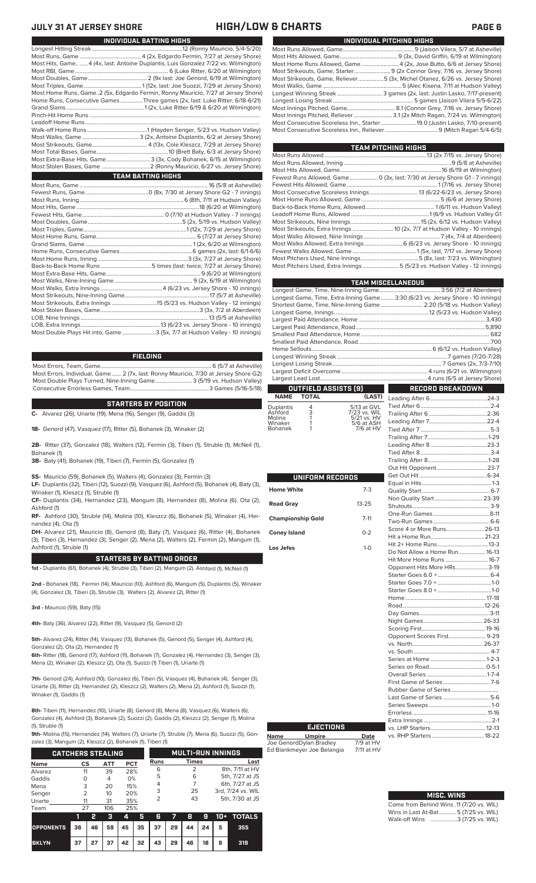# JULY 31 AT JERSEY SHORE — HIGH/LOW & CHARTS

## INDIVIDUAL BATTING HIGHS

Longest Hitting Streak....12 (Ronny Mauricio, 5/4-5/20)
Most Runs, Game....4 (2x, Edgardo Fermin, 7/27 at Jersey Shore)
Most Hits, Game....4 (4x, last: Antoine Duplantis, Luis Gonzalez 7/22 vs. Wilmington)
Most RBI, Game....6 (Luke Ritter, 6/20 at Wilmington)
Most Doubles, Game....2 (9x last: Joe Genord, 6/19 at Wilmington)
Most Triples, Game....1 (12x, last: Joe Suozzi, 7/29 at Jersey Shore)
Most Home Runs, Game....2 (5x, Edgardo Fermin, Ronny Mauricio, 7/27 at Jersey Shore)
Home Runs, Consecutive Games....Three games (2x, last: Luke Ritter, 6/18-6/21)
Grand Slams....1 (2x, Luke Ritter 6/19 & 6/20 at Wilmington)
Pinch-Hit Home Runs....
Leadoff Home Runs....
Walk-off Home Runs....1 (Hayden Senger, 5/23 vs. Hudson Valley)
Most Walks, Game....3 (2x, Antoine Duplantis, 6/2 at Jersey Shore)
Most Strikeouts, Game....4 (13x, Cole Kleszcz, 7/29 at Jersey Shore)
Most Total Bases, Game....10 (Brett Baty, 6/3 at Jersey Shore)
Most Extra-Base Hits, Game....3 (3x, Cody Bohanek, 6/15 at Wilmington)
Most Stolen Bases, Game....2 (Ronny Mauricio, 6/27 vs. Jersey Shore)

## TEAM BATTING HIGHS

Most Runs, Game....16 (5/8 at Asheville)
Fewest Runs, Game....0 (8x, 7/30 at Jersey Shore G2 - 7 innings)
Most Runs, Inning....6 (8th, 7/11 at Hudson Valley)
Most Hits, Game....18 (6/20 at Wilmington)
Fewest Hits, Game....0 (7/10 at Hudson Valley - 7 innings)
Most Doubles, Game....5 (2x, 5/19 vs. Hudson Valley)
Most Triples, Game....1 (12x, 7/29 at Jersey Shore)
Most Home Runs, Game....6 (7/27 at Jersey Shore)
Grand Slams, Game....1 (2x, 6/20 at Wilmington)
Home Runs, Consecutive Games....6 games (2x, last: 6/1-6/6)
Most Home Runs, Inning....3 (3x, 7/27 at Jersey Shore)
Back-to-Back Home Runs....5 times (last: twice, 7/27 at Jersey Shore)
Most Extra-Base Hits, Game....9 (6/20 at Wilmington)
Most Walks, Nine-Inning Game....9 (2x, 6/19 at Wilmington)
Most Walks, Extra Innings....4 (6/23 vs. Jersey Shore - 10 innings)
Most Strikeouts, Nine-Inning Game....17 (5/7 at Asheville)
Most Strikeouts, Extra Innings....15 (5/23 vs. Hudson Valley - 12 innings)
Most Stolen Bases, Game....3 (3x, 7/2 at Aberdeen)
LOB, Nine Innings....13 (5/5 at Asheville)
LOB, Extra Innings....13 (6/23 vs. Jersey Shore - 10 innings)
Most Double Plays Hit into, Game....3 (5x, 7/7 at Hudson Valley - 10 innings)

## FIELDING

Most Errors, Team, Game....6 (5/7 at Asheville)
Most Errors, Individual, Game....2 (7x, last: Ronny Mauricio, 7/30 at Jersey Shore G2)
Most Double Plays Turned, Nine-Inning Game....3 (5/19 vs. Hudson Valley)
Consecutive Errorless Games, Team....3 Games (5/16-5/18)

## STARTERS BY POSITION

**C-** Alvarez (26), Uriarte (19), Mena (16), Senger (9), Gaddis (3)

**1B-** Genord (47), Vasquez (17), Ritter (5), Bohanek (3), Winaker (2)

**2B-** Ritter (37), Gonzalez (18), Walters (12), Fermin (3), Tiberi (1), Struble (1), McNeil (1), Bohanek (1)

**3B-** Baty (41), Bohanek (19), Tiberi (7), Fermin (5), Gonzalez (1)

**SS-** Mauricio (59), Bohanek (5), Walters (4), Gonzalez (3), Fermin (3)

**LF-** Duplantis (32), Tiberi (12), Suozzi (9), Vasquez (6), Ashford (5), Bohanek (4), Baty (3), Winaker (1), Kleszcz (1), Struble (1)

**CF-** Duplantis (34), Hernandez (23), Mangum (8), Hernandez (8), Molina (6), Ota (2), Ashford (1)

**RF-** Ashford (30), Struble (14), Molina (10), Kleszcz (6), Bohanek (5), Winaker (4), Hernandez (4), Ota (1)

**DH-** Alvarez (21), Mauricio (8), Genord (8), Baty (7), Vasquez (6), Ritter (4), Bohanek (3), Tiberi (3), Hernandez (3), Senger (2), Mena (2), Walters (2), Fermin (2), Mangum (1), Ashford (1), Struble (1)

## STARTERS BY BATTING ORDER

**1st -** Duplantis (61), Bohanek (4), Struble (3), Tiberi (2), Mangum (2), Ashford (1), McNeil (1)

**2nd -** Bohanek (18), Fermin (14), Mauricio (10), Ashford (6), Mangum (5), Duplantis (5), Winaker (4), Gonzalez (3), Tiberi (3), Struble (3), Walters (2), Alvarez (2), Ritter (1)

**3rd -** Mauricio (59), Baty (15)

**4th-** Baty (36), Alvarez (22), Ritter (9), Vasquez (5), Genord (2)

**5th-** Alvarez (24), Ritter (14), Vasquez (13), Bohanek (5), Genord (5), Senger (4), Ashford (4), Gonzalez (2), Ota (2), Hernandez (1)

**6th-** Ritter (18), Genord (17), Ashford (11), Bohanek (7), Gonzalez (4), Hernandez (3), Senger (3), Mena (2), Winaker (2), Kleszcz (2), Ota (1), Suozzi (1) Tiberi (1), Uriarte (1)

**7th-** Genord (24), Ashford (10), Gonzalez (6), Tiberi (5), Vasquez (4), Bohanek (4), Senger (3), Uriarte (3), Ritter (3), Hernandez (2), Kleszcz (2), Walters (2), Mena (2), Ashford (1), Suozzi (1), Winaker (1), Gaddis (1)

**8th-** Tiberi (11), Hernandez (10), Uriarte (8), Genord (8), Mena (8), Vasquez (6), Walters (6), Gonzalez (4), Ashford (3), Bohanek (2), Suozzi (2), Gaddis (2), Kleszcz (2), Senger (1), Molina (1), Struble (1)

**9th-** Molina (15), Hernandez (14), Walters (7), Uriarte (7), Struble (7), Mena (6), Suozzi (5), Gonzalez (3), Mangum (2), Kleszcz (2), Bohanek (1), Tiberi (1)

## CATCHERS STEALING

| Name | CS | ATT | PCT |
|---|---|---|---|
| Alvarez | 11 | 39 | 28% |
| Gaddis | 0 | 4 | 0% |
| Mena | 3 | 20 | 15% |
| Senger | 2 | 10 | 20% |
| Uriarte | 11 | 31 | 35% |
| Team | 27 | 106 | 25% |

## MULTI-RUN INNINGS

| Runs | Times | Last |
|---|---|---|
| 6 | 2 | 8th, 7/11 at HV |
| 5 | 6 | 5th, 7/27 at JS |
| 4 | 7 | 6th, 7/27 at JS |
| 3 | 25 | 3rd, 7/24 vs. WIL |
| 2 | 43 | 5th, 7/30 at JS |

| | 1 | 2 | 3 | 4 | 5 | 6 | 7 | 8 | 9 | 10+ | TOTALS |
|---|---|---|---|---|---|---|---|---|---|---|---|
| OPPONENTS | 36 | 46 | 59 | 45 | 35 | 37 | 29 | 44 | 24 | 5 | 355 |
| BKLYN | 37 | 27 | 37 | 42 | 32 | 43 | 29 | 46 | 18 | 6 | 319 |

## INDIVIDUAL PITCHING HIGHS

Most Runs Allowed, Game....9 (Jaison Vilera, 5/7 at Asheville)
Most Hits Allowed, Game....9 (3x, David Griffin, 6/19 at Wilmington)
Most Home Runs Allowed, Game....4 (2x, Jose Butto, 6/6 at Jersey Shore)
Most Strikeouts, Game, Starter....9 (2x Connor Grey, 7/16 vs. Jersey Shore)
Most Strikeouts, Game, Reliever....5 (3x, Michel Otanez, 6/26 vs. Jersey Shore)
Most Walks, Game....5 (Alec Kisena, 7/11 at Hudson Valley)
Longest Winning Streak....3 games (2x, last: Justin Lasko, 7/17-present)
Longest Losing Streak....5 games (Jaison Vilera 5/5-6/22)
Most Innings Pitched, Game....8.1 (Connor Grey, 7/16 vs. Jersey Shore)
Most Innings Pitched, Reliever....3.1 (2x Mitch Ragan, 7/24 vs. Wilmington)
Most Consecutive Scoreless Inn., Starter....19.0 (Justin Lasko, 7/10-present)
Most Consecutive Scoreless Inn., Reliever....9 (Mitch Ragan 5/4-6/5)

## TEAM PITCHING HIGHS

Most Runs Allowed....13 (2x 7/15 vs. Jersey Shore)
Most Runs Allowed, Inning....9 (5/8 at Asheville)
Most Hits Allowed, Game....16 (6/19 at Wilmington)
Fewest Runs Allowed, Game....0 (6x, last: 7/30 at Jersey Shore G1 - 7 innings)
Fewest Hits Allowed, Game....1 (7/16 vs. Jersey Shore)
Most Consecutive Scoreless Innings....13 (6/22-6/23 vs. Jersey Shore)
Most Home Runs Allowed, Game....5 (6/6 at Jersey Shore)
Back-to-Back Home Runs, Allowed....1 (6/11 vs. Hudson Valley)
Leadoff Home Runs, Allowed....1 (6/9 vs. Hudson Valley G1
Most Strikeouts, Nine Innings....15 (2x, 6/12 vs. Hudson Valley)
Most Strikeouts, Extra Innings....10 (2x, 7/7 at Hudson Valley - 10 innings)
Most Walks Allowed, Nine Innings....7 (4x, 7/4 at Aberdeen)
Most Walks Allowed, Extra Innings....6 (6/23 vs. Jersey Shore - 10 innings)
Fewest Walks Allowed, Game....1 (5x, last: 7/17 vs. Jersey Shore)
Most Pitchers Used, Nine Innings....5 (8x, last: 7/23 vs. Wilmington)
Most Pitchers Used, Extra Innings....5 (5/23 vs. Hudson Valley - 12 innings)

## TEAM MISCELLANEOUS

Longest Game, Time, Nine-Inning Game....3:56 (7/2 at Aberdeen)
Longest Game, Time, Extra-Inning Game....3:30 (6/23 vs. Jersey Shore - 10 innings)
Shortest Game, Time, Nine-Inning Game....2:20 (5/18 vs. Hudson Valley)
Longest Game, Innings....12 (5/23 vs. Hudson Valley)
Largest Paid Attendance, Home....3,430
Largest Paid Attendance, Road....5,890
Smallest Paid Attendance, Home....682
Smallest Paid Attendance, Road....700
Home Sellouts....6 (6/12 vs. Hudson Valley)
Longest Winning Streak....7 games (7/20-7/28)
Longest Losing Streak....7 Games (2x, 7/3-7/10)
Largest Deficit Overcome....4 runs (6/21 vs. Wilmington)
Largest Lead Lost....4 runs (6/5 at Jersey Shore)

## OUTFIELD ASSISTS (9)

| NAME | TOTAL | (LAST) |
|---|---|---|
| Duplantis | 4 | 5/13 at GVL |
| Ashford | 3 | 7/23 vs. WIL |
| Molina | 1 | 5/21 vs. HV |
| Winaker | 1 | 5/6 at ASH |
| Bohanek | 1 | 7/6 at HV |

## UNIFORM RECORDS

| | |
|---|---|
| Home White | 7-3 |
| Road Gray | 13-25 |
| Championship Gold | 7-11 |
| Coney Island | 0-2 |
| Los Jefes | 1-0 |

## EJECTIONS

| Name | Umpire | Date |
|---|---|---|
| Joe Genord | Dylan Bradley | 7/9 at HV |
| Ed Blankmeyer | Joe Belangia | 7/11 at HV |

## RECORD BREAKDOWN

| | |
|---|---|
| Leading After 6 | 24-3 |
| Tied After 6 | 2-4 |
| Trailing After 6 | 2-36 |
| Leading After 7 | 22-4 |
| Tied After 7 | 5-3 |
| Trailing After 7 | 1-29 |
| Leading After 8 | 23-3 |
| Tied After 8 | 3-4 |
| Trailing After 8 | 1-28 |
| Out Hit Opponent | 23-7 |
| Get Out Hit | 6-34 |
| Equal in Hits | 1-3 |
| Quality Start | 6-7 |
| Non Quality Start | 23-39 |
| Shutouts | 3-9 |
| One-Run Games | 8-11 |
| Two-Run Games | 6-6 |
| Score 4 or More Runs | 26-13 |
| Hit a Home Run | 21-23 |
| Hit 2+ Home Runs | 13-3 |
| Do Not Allow a Home Run | 16-13 |
| Hit More Home Runs | 16-7 |
| Opponent Hits More HRs | 3-19 |
| Starter Goes 6.0 + | 6-4 |
| Starter Goes 7.0 + | 1-0 |
| Starter Goes 8.0 + | 1-0 |
| Home | 17-18 |
| Road | 12-26 |
| Day Games | 3-11 |
| Night Games | 26-33 |
| Scoring First | 19-16 |
| Opponent Scores First | 9-29 |
| vs. North | 26-37 |
| vs. South | 4-7 |
| Series at Home | 1-2-3 |
| Series on Road | 0-5-1 |
| Overall Series | 1-7-4 |
| First Game of Series | 7-6 |
| Rubber Game of Series | |
| Last Game of Series | 5-6 |
| Series Sweeps | 1-0 |
| Errorless | 11-16 |
| Extra Innings | 2-1 |
| vs. LHP Starters | 12-13 |
| vs. RHP Starters | 18-22 |

## MISC. WINS

Come from Behind Wins....11 (7/20 vs. WIL)
Wins in Last At-Bat....5 (7/25 vs. WIL)
Walk-off Wins....3 (7/25 vs. WIL)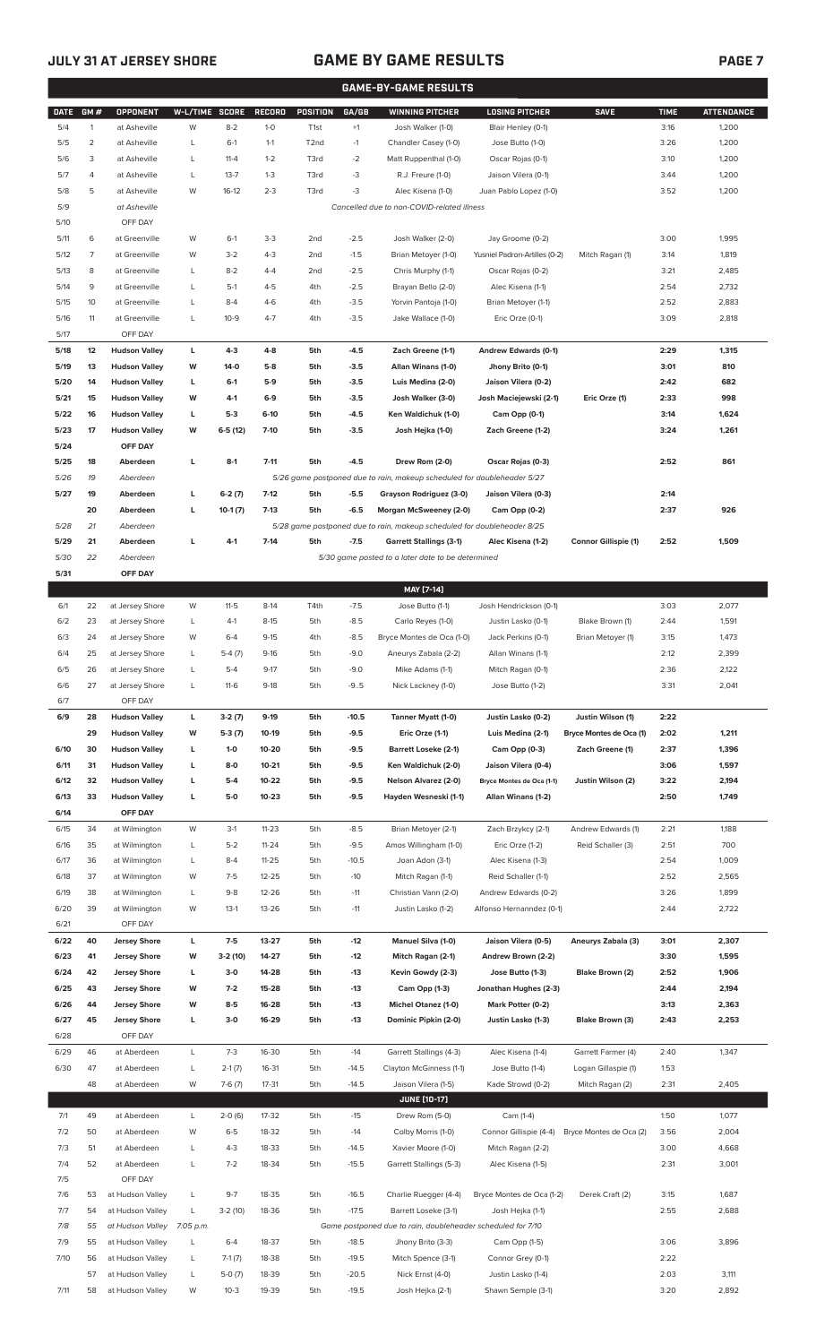# GAME BY GAME RESULTS

## GAME-BY-GAME RESULTS

| DATE | GM # | OPPONENT | W-L/TIME | SCORE | RECORD | POSITION | GA/GB | WINNING PITCHER | LOSING PITCHER | SAVE | TIME | ATTENDANCE |
|---|---|---|---|---|---|---|---|---|---|---|---|---|
| 5/4 | 1 | at Asheville | W | 8-2 | 1-0 | T1st | +1 | Josh Walker (1-0) | Blair Henley (0-1) | | 3:16 | 1,200 |
| 5/5 | 2 | at Asheville | L | 6-1 | 1-1 | T2nd | -1 | Chandler Casey (1-0) | Jose Butto (1-0) | | 3:26 | 1,200 |
| 5/6 | 3 | at Asheville | L | 11-4 | 1-2 | T3rd | -2 | Matt Ruppenthal (1-0) | Oscar Rojas (0-1) | | 3:10 | 1,200 |
| 5/7 | 4 | at Asheville | L | 13-7 | 1-3 | T3rd | -3 | R.J. Freure (1-0) | Jaison Vilera (0-1) | | 3:44 | 1,200 |
| 5/8 | 5 | at Asheville | W | 16-12 | 2-3 | T3rd | -3 | Alec Kisena (1-0) | Juan Pablo Lopez (1-0) | | 3:52 | 1,200 |
| 5/9 | | at Asheville | | | | | | Cancelled due to non-COVID-related illness | | | | |
| 5/10 | | OFF DAY | | | | | | | | | | |
| 5/11 | 6 | at Greenville | W | 6-1 | 3-3 | 2nd | -2.5 | Josh Walker (2-0) | Jay Groome (0-2) | | 3:00 | 1,995 |
| 5/12 | 7 | at Greenville | W | 3-2 | 4-3 | 2nd | -1.5 | Brian Metoyer (1-0) | Yusniel Padron-Artilles (0-2) | Mitch Ragan (1) | 3:14 | 1,819 |
| 5/13 | 8 | at Greenville | L | 8-2 | 4-4 | 2nd | -2.5 | Chris Murphy (1-1) | Oscar Rojas (0-2) | | 3:21 | 2,485 |
| 5/14 | 9 | at Greenville | L | 5-1 | 4-5 | 4th | -2.5 | Brayan Bello (2-0) | Alec Kisena (1-1) | | 2:54 | 2,732 |
| 5/15 | 10 | at Greenville | L | 8-4 | 4-6 | 4th | -3.5 | Yorvin Pantoja (1-0) | Brian Metoyer (1-1) | | 2:52 | 2,883 |
| 5/16 | 11 | at Greenville | L | 10-9 | 4-7 | 4th | -3.5 | Jake Wallace (1-0) | Eric Orze (0-1) | | 3:09 | 2,818 |
| 5/17 | | OFF DAY | | | | | | | | | | |
| **5/18** | **12** | **Hudson Valley** | **L** | **4-3** | **4-8** | **5th** | **-4.5** | **Zach Greene (1-1)** | **Andrew Edwards (0-1)** | | **2:29** | **1,315** |
| **5/19** | **13** | **Hudson Valley** | **W** | **14-0** | **5-8** | **5th** | **-3.5** | **Allan Winans (1-0)** | **Jhony Brito (0-1)** | | **3:01** | **810** |
| **5/20** | **14** | **Hudson Valley** | **L** | **6-1** | **5-9** | **5th** | **-3.5** | **Luis Medina (2-0)** | **Jaison Vilera (0-2)** | | **2:42** | **682** |
| **5/21** | **15** | **Hudson Valley** | **W** | **4-1** | **6-9** | **5th** | **-3.5** | **Josh Walker (3-0)** | **Josh Maciejewski (2-1)** | **Eric Orze (1)** | **2:33** | **998** |
| **5/22** | **16** | **Hudson Valley** | **L** | **5-3** | **6-10** | **5th** | **-4.5** | **Ken Waldichuk (1-0)** | **Cam Opp (0-1)** | | **3:14** | **1,624** |
| **5/23** | **17** | **Hudson Valley** | **W** | **6-5 (12)** | **7-10** | **5th** | **-3.5** | **Josh Hejka (1-0)** | **Zach Greene (1-2)** | | **3:24** | **1,261** |
| **5/24** | | **OFF DAY** | | | | | | | | | | |
| **5/25** | **18** | **Aberdeen** | **L** | **8-1** | **7-11** | **5th** | **-4.5** | **Drew Rom (2-0)** | **Oscar Rojas (0-3)** | | **2:52** | **861** |
| *5/26* | *19* | *Aberdeen* | | | | | | *5/26 game postponed due to rain, makeup scheduled for doubleheader 5/27* | | | | |
| **5/27** | **19** | **Aberdeen** | **L** | **6-2 (7)** | **7-12** | **5th** | **-5.5** | **Grayson Rodriguez (3-0)** | **Jaison Vilera (0-3)** | | **2:14** | |
| | **20** | **Aberdeen** | **L** | **10-1 (7)** | **7-13** | **5th** | **-6.5** | **Morgan McSweeney (2-0)** | **Cam Opp (0-2)** | | **2:37** | **926** |
| *5/28* | *21* | *Aberdeen* | | | | | | *5/28 game postponed due to rain, makeup scheduled for doubleheader 8/25* | | | | |
| **5/29** | **21** | **Aberdeen** | **L** | **4-1** | **7-14** | **5th** | **-7.5** | **Garrett Stallings (3-1)** | **Alec Kisena (1-2)** | **Connor Gillispie (1)** | **2:52** | **1,509** |
| *5/30* | *22* | *Aberdeen* | | | | | | *5/30 game posted to a later date to be determined* | | | | |
| **5/31** | | **OFF DAY** | | | | | | | | | | |
| | | | | | | | | **MAY [7-14]** | | | | |
| 6/1 | 22 | at Jersey Shore | W | 11-5 | 8-14 | T4th | -7.5 | Jose Butto (1-1) | Josh Hendrickson (0-1) | | 3:03 | 2,077 |
| 6/2 | 23 | at Jersey Shore | L | 4-1 | 8-15 | 5th | -8.5 | Carlo Reyes (1-0) | Justin Lasko (0-1) | Blake Brown (1) | 2:44 | 1,591 |
| 6/3 | 24 | at Jersey Shore | W | 6-4 | 9-15 | 4th | -8.5 | Bryce Montes de Oca (1-0) | Jack Perkins (0-1) | Brian Metoyer (1) | 3:15 | 1,473 |
| 6/4 | 25 | at Jersey Shore | L | 5-4 (7) | 9-16 | 5th | -9.0 | Aneurys Zabala (2-2) | Allan Winans (1-1) | | 2:12 | 2,399 |
| 6/5 | 26 | at Jersey Shore | L | 5-4 | 9-17 | 5th | -9.0 | Mike Adams (1-1) | Mitch Ragan (0-1) | | 2:36 | 2,122 |
| 6/6 | 27 | at Jersey Shore | L | 11-6 | 9-18 | 5th | -9..5 | Nick Lackney (1-0) | Jose Butto (1-2) | | 3:31 | 2,041 |
| 6/7 | | OFF DAY | | | | | | | | | | |
| **6/9** | **28** | **Hudson Valley** | **L** | **3-2 (7)** | **9-19** | **5th** | **-10.5** | **Tanner Myatt (1-0)** | **Justin Lasko (0-2)** | **Justin Wilson (1)** | **2:22** | |
| | **29** | **Hudson Valley** | **W** | **5-3 (7)** | **10-19** | **5th** | **-9.5** | **Eric Orze (1-1)** | **Luis Medina (2-1)** | **Bryce Montes de Oca (1)** | **2:02** | **1,211** |
| **6/10** | **30** | **Hudson Valley** | **L** | **1-0** | **10-20** | **5th** | **-9.5** | **Barrett Loseke (2-1)** | **Cam Opp (0-3)** | **Zach Greene (1)** | **2:37** | **1,396** |
| **6/11** | **31** | **Hudson Valley** | **L** | **8-0** | **10-21** | **5th** | **-9.5** | **Ken Waldichuk (2-0)** | **Jaison Vilera (0-4)** | | **3:06** | **1,597** |
| **6/12** | **32** | **Hudson Valley** | **L** | **5-4** | **10-22** | **5th** | **-9.5** | **Nelson Alvarez (2-0)** | **Bryce Montes de Oca (1-1)** | **Justin Wilson (2)** | **3:22** | **2,194** |
| **6/13** | **33** | **Hudson Valley** | **L** | **5-0** | **10-23** | **5th** | **-9.5** | **Hayden Wesneski (1-1)** | **Allan Winans (1-2)** | | **2:50** | **1,749** |
| **6/14** | | **OFF DAY** | | | | | | | | | | |
| 6/15 | 34 | at Wilmington | W | 3-1 | 11-23 | 5th | -8.5 | Brian Metoyer (2-1) | Zach Brzykcy (2-1) | Andrew Edwards (1) | 2:21 | 1,188 |
| 6/16 | 35 | at Wilmington | L | 5-2 | 11-24 | 5th | -9.5 | Amos Willingham (1-0) | Eric Orze (1-2) | Reid Schaller (3) | 2:51 | 700 |
| 6/17 | 36 | at Wilmington | L | 8-4 | 11-25 | 5th | -10.5 | Joan Adon (3-1) | Alec Kisena (1-3) | | 2:54 | 1,009 |
| 6/18 | 37 | at Wilmington | W | 7-5 | 12-25 | 5th | -10 | Mitch Ragan (1-1) | Reid Schaller (1-1) | | 2:52 | 2,565 |
| 6/19 | 38 | at Wilmington | L | 9-8 | 12-26 | 5th | -11 | Christian Vann (2-0) | Andrew Edwards (0-2) | | 3:26 | 1,899 |
| 6/20 | 39 | at Wilmington | W | 13-1 | 13-26 | 5th | -11 | Justin Lasko (1-2) | Alfonso Hernanndez (0-1) | | 2:44 | 2,722 |
| 6/21 | | OFF DAY | | | | | | | | | | |
| **6/22** | **40** | **Jersey Shore** | **L** | **7-5** | **13-27** | **5th** | **-12** | **Manuel Silva (1-0)** | **Jaison Vilera (0-5)** | **Aneurys Zabala (3)** | **3:01** | **2,307** |
| **6/23** | **41** | **Jersey Shore** | **W** | **3-2 (10)** | **14-27** | **5th** | **-12** | **Mitch Ragan (2-1)** | **Andrew Brown (2-2)** | | **3:30** | **1,595** |
| **6/24** | **42** | **Jersey Shore** | **L** | **3-0** | **14-28** | **5th** | **-13** | **Kevin Gowdy (2-3)** | **Jose Butto (1-3)** | **Blake Brown (2)** | **2:52** | **1,906** |
| **6/25** | **43** | **Jersey Shore** | **W** | **7-2** | **15-28** | **5th** | **-13** | **Cam Opp (1-3)** | **Jonathan Hughes (2-3)** | | **2:44** | **2,194** |
| **6/26** | **44** | **Jersey Shore** | **W** | **8-5** | **16-28** | **5th** | **-13** | **Michel Otanez (1-0)** | **Mark Potter (0-2)** | | **3:13** | **2,363** |
| **6/27** | **45** | **Jersey Shore** | **L** | **3-0** | **16-29** | **5th** | **-13** | **Dominic Pipkin (2-0)** | **Justin Lasko (1-3)** | **Blake Brown (3)** | **2:43** | **2,253** |
| 6/28 | | OFF DAY | | | | | | | | | | |
| 6/29 | 46 | at Aberdeen | L | 7-3 | 16-30 | 5th | -14 | Garrett Stallings (4-3) | Alec Kisena (1-4) | Garrett Farmer (4) | 2:40 | 1,347 |
| 6/30 | 47 | at Aberdeen | L | 2-1 (7) | 16-31 | 5th | -14.5 | Clayton McGinness (1-1) | Jose Butto (1-4) | Logan Gillaspie (1) | 1:53 | |
| | 48 | at Aberdeen | W | 7-6 (7) | 17-31 | 5th | -14.5 | Jaison Vilera (1-5) | Kade Strowd (0-2) | Mitch Ragan (2) | 2:31 | 2,405 |
| | | | | | | | | **JUNE [10-17]** | | | | |
| 7/1 | 49 | at Aberdeen | L | 2-0 (6) | 17-32 | 5th | -15 | Drew Rom (5-0) | Cam (1-4) | | 1:50 | 1,077 |
| 7/2 | 50 | at Aberdeen | W | 6-5 | 18-32 | 5th | -14 | Colby Morris (1-0) | Connor Gillispie (4-4) | Bryce Montes de Oca (2) | 3:56 | 2,004 |
| 7/3 | 51 | at Aberdeen | L | 4-3 | 18-33 | 5th | -14.5 | Xavier Moore (1-0) | Mitch Ragan (2-2) | | 3:00 | 4,668 |
| 7/4 | 52 | at Aberdeen | L | 7-2 | 18-34 | 5th | -15.5 | Garrett Stallings (5-3) | Alec Kisena (1-5) | | 2:31 | 3,001 |
| 7/5 | | OFF DAY | | | | | | | | | | |
| 7/6 | 53 | at Hudson Valley | L | 9-7 | 18-35 | 5th | -16.5 | Charlie Ruegger (4-4) | Bryce Montes de Oca (1-2) | Derek Craft (2) | 3:15 | 1,687 |
| 7/7 | 54 | at Hudson Valley | L | 3-2 (10) | 18-36 | 5th | -17.5 | Barrett Loseke (3-1) | Josh Hejka (1-1) | | 2:55 | 2,688 |
| *7/8* | *55* | *at Hudson Valley* | *7:05 p.m.* | | | | | *Game postponed due to rain, doubleheader scheduled for 7/10* | | | | |
| 7/9 | 55 | at Hudson Valley | L | 6-4 | 18-37 | 5th | -18.5 | Jhony Brito (3-3) | Cam Opp (1-5) | | 3:06 | 3,896 |
| 7/10 | 56 | at Hudson Valley | L | 7-1 (7) | 18-38 | 5th | -19.5 | Mitch Spence (3-1) | Connor Grey (0-1) | | 2:22 | |
| | 57 | at Hudson Valley | L | 5-0 (7) | 18-39 | 5th | -20.5 | Nick Ernst (4-0) | Justin Lasko (1-4) | | 2:03 | 3,111 |
| 7/11 | 58 | at Hudson Valley | W | 10-3 | 19-39 | 5th | -19.5 | Josh Hejka (2-1) | Shawn Semple (3-1) | | 3:20 | 2,892 |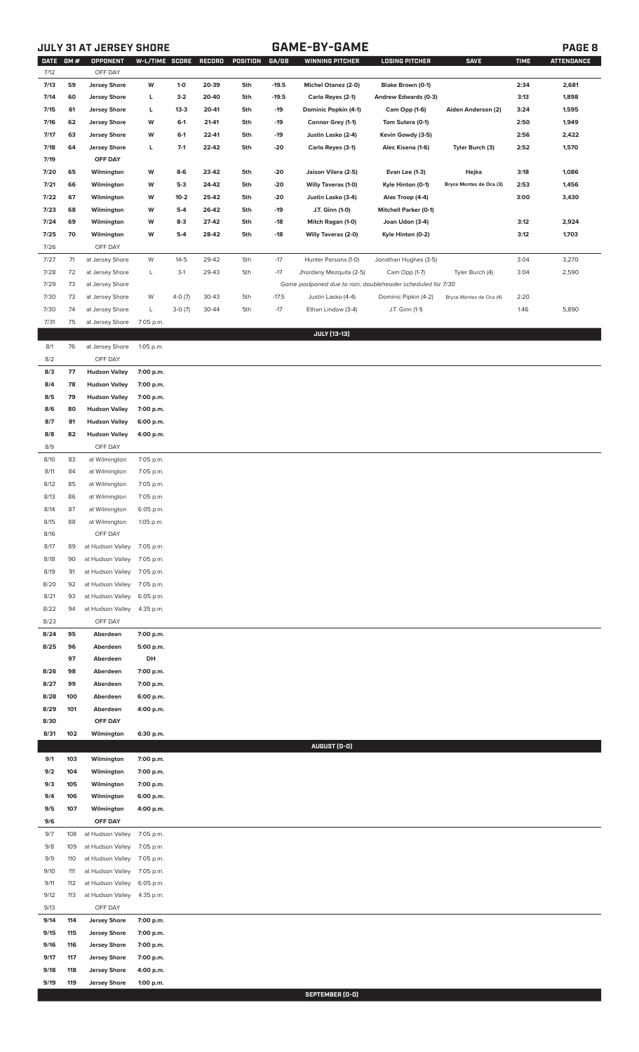## JULY 31 AT JERSEY SHORE

## GAME-BY-GAME

| DATE | GM # | OPPONENT | W-L/TIME | SCORE | RECORD | POSITION | GA/GB | WINNING PITCHER | LOSING PITCHER | SAVE | TIME | ATTENDANCE |
|---|---|---|---|---|---|---|---|---|---|---|---|---|
| 7/12 | | OFF DAY | | | | | | | | | | |
| 7/13 | 59 | Jersey Shore | W | 1-0 | 20-39 | 5th | -19.5 | Michel Otanez (2-0) | Blake Brown (0-1) | | 2:34 | 2,681 |
| 7/14 | 60 | Jersey Shore | L | 3-2 | 20-40 | 5th | -19.5 | Carlo Reyes (2-1) | Andrew Edwards (0-3) | | 3:13 | 1,898 |
| 7/15 | 61 | Jersey Shore | L | 13-3 | 20-41 | 5th | -19 | Dominic Popkin (4-1) | Cam Opp (1-6) | Aiden Anderson (2) | 3:24 | 1,595 |
| 7/16 | 62 | Jersey Shore | W | 6-1 | 21-41 | 5th | -19 | Connor Grey (1-1) | Tom Sutera (0-1) | | 2:50 | 1,949 |
| 7/17 | 63 | Jersey Shore | W | 6-1 | 22-41 | 5th | -19 | Justin Lasko (2-4) | Kevin Gowdy (3-5) | | 2:56 | 2,422 |
| 7/18 | 64 | Jersey Shore | L | 7-1 | 22-42 | 5th | -20 | Carlo Reyes (3-1) | Alec Kisena (1-6) | Tyler Burch (3) | 2:52 | 1,570 |
| 7/19 | | OFF DAY | | | | | | | | | | |
| 7/20 | 65 | Wilmington | W | 8-6 | 23-42 | 5th | -20 | Jaison Vilera (2-5) | Evan Lee (1-3) | Hejka | 3:18 | 1,086 |
| 7/21 | 66 | Wilmington | W | 5-3 | 24-42 | 5th | -20 | Willy Taveras (1-0) | Kyle Hinton (0-1) | Bryce Montes de Oca (3) | 2:53 | 1,456 |
| 7/22 | 67 | Wilmington | W | 10-2 | 25-42 | 5th | -20 | Justin Lasko (3-4) | Alex Troop (4-4) | | 3:00 | 3,430 |
| 7/23 | 68 | Wilmington | W | 5-4 | 26-42 | 5th | -19 | J.T. Ginn (1-0) | Mitchell Parker (0-1) | | | |
| 7/24 | 69 | Wilmington | W | 8-3 | 27-42 | 5th | -18 | Mitch Ragan (1-0) | Joan Udon (3-4) | | 3:12 | 2,924 |
| 7/25 | 70 | Wilmington | W | 5-4 | 28-42 | 5th | -18 | Willy Taveras (2-0) | Kyle Hinton (0-2) | | 3:12 | 1,703 |
| 7/26 | | OFF DAY | | | | | | | | | | |
| 7/27 | 71 | at Jersey Shore | W | 14-5 | 29-42 | 5th | -17 | Hunter Parsons (1-0) | Jonathan Hughes (3-5) | | 3:04 | 3,270 |
| 7/28 | 72 | at Jersey Shore | L | 3-1 | 29-43 | 5th | -17 | Jhordany Mezquita (2-5) | Cam Opp (1-7) | Tyler Burch (4) | 3:04 | 2,590 |
| 7/29 | 73 | at Jersey Shore | | | | | | Game postponed due to rain, doubleheader scheduled for 7/30 | | | | |
| 7/30 | 73 | at Jersey Shore | W | 4-0 (7) | 30-43 | 5th | -17.5 | Justin Lasko (4-4) | Dominic Pipkin (4-2) | Bryce Montes de Oca (4) | 2:20 | |
| 7/30 | 74 | at Jersey Shore | L | 3-0 (7) | 30-44 | 5th | -17 | Ethan Lindow (3-4) | J.T. Ginn (1-1) | | 1:46 | 5,890 |
| 7/31 | 75 | at Jersey Shore | 7:05 p.m. | | | | | | | | | |
| | | | | | | | | **JULY (13-13)** | | | | |
| 8/1 | 76 | at Jersey Shore | 1:05 p.m. | | | | | | | | | |
| 8/2 | | OFF DAY | | | | | | | | | | |
| 8/3 | 77 | Hudson Valley | 7:00 p.m. | | | | | | | | | |
| 8/4 | 78 | Hudson Valley | 7:00 p.m. | | | | | | | | | |
| 8/5 | 79 | Hudson Valley | 7:00 p.m. | | | | | | | | | |
| 8/6 | 80 | Hudson Valley | 7:00 p.m. | | | | | | | | | |
| 8/7 | 81 | Hudson Valley | 6:00 p.m. | | | | | | | | | |
| 8/8 | 82 | Hudson Valley | 4:00 p.m. | | | | | | | | | |
| 8/9 | | OFF DAY | | | | | | | | | | |
| 8/10 | 83 | at Wilmington | 7:05 p.m. | | | | | | | | | |
| 8/11 | 84 | at Wilmington | 7:05 p.m. | | | | | | | | | |
| 8/12 | 85 | at Wilmington | 7:05 p.m. | | | | | | | | | |
| 8/13 | 86 | at Wilmington | 7:05 p.m. | | | | | | | | | |
| 8/14 | 87 | at Wilmington | 6:05 p.m. | | | | | | | | | |
| 8/15 | 88 | at Wilmington | 1:05 p.m. | | | | | | | | | |
| 8/16 | | OFF DAY | | | | | | | | | | |
| 8/17 | 89 | at Hudson Valley | 7:05 p.m. | | | | | | | | | |
| 8/18 | 90 | at Hudson Valley | 7:05 p.m. | | | | | | | | | |
| 8/19 | 91 | at Hudson Valley | 7:05 p.m. | | | | | | | | | |
| 8/20 | 92 | at Hudson Valley | 7:05 p.m. | | | | | | | | | |
| 8/21 | 93 | at Hudson Valley | 6:05 p.m. | | | | | | | | | |
| 8/22 | 94 | at Hudson Valley | 4:35 p.m. | | | | | | | | | |
| 8/23 | | OFF DAY | | | | | | | | | | |
| 8/24 | 95 | Aberdeen | 7:00 p.m. | | | | | | | | | |
| 8/25 | 96 | Aberdeen | 5:00 p.m. | | | | | | | | | |
| | 97 | Aberdeen | DH | | | | | | | | | |
| 8/26 | 98 | Aberdeen | 7:00 p.m. | | | | | | | | | |
| 8/27 | 99 | Aberdeen | 7:00 p.m. | | | | | | | | | |
| 8/28 | 100 | Aberdeen | 6:00 p.m. | | | | | | | | | |
| 8/29 | 101 | Aberdeen | 4:00 p.m. | | | | | | | | | |
| 8/30 | | OFF DAY | | | | | | | | | | |
| 8/31 | 102 | Wilmington | 6:30 p.m. | | | | | | | | | |
| | | | | | | | | **AUGUST (0-0)** | | | | |
| 9/1 | 103 | Wilmington | 7:00 p.m. | | | | | | | | | |
| 9/2 | 104 | Wilmington | 7:00 p.m. | | | | | | | | | |
| 9/3 | 105 | Wilmington | 7:00 p.m. | | | | | | | | | |
| 9/4 | 106 | Wilmington | 6:00 p.m. | | | | | | | | | |
| 9/5 | 107 | Wilmington | 4:00 p.m. | | | | | | | | | |
| 9/6 | | OFF DAY | | | | | | | | | | |
| 9/7 | 108 | at Hudson Valley | 7:05 p.m. | | | | | | | | | |
| 9/8 | 109 | at Hudson Valley | 7:05 p.m. | | | | | | | | | |
| 9/9 | 110 | at Hudson Valley | 7:05 p.m. | | | | | | | | | |
| 9/10 | 111 | at Hudson Valley | 7:05 p.m. | | | | | | | | | |
| 9/11 | 112 | at Hudson Valley | 6:05 p.m. | | | | | | | | | |
| 9/12 | 113 | at Hudson Valley | 4:35 p.m. | | | | | | | | | |
| 9/13 | | OFF DAY | | | | | | | | | | |
| 9/14 | 114 | Jersey Shore | 7:00 p.m. | | | | | | | | | |
| 9/15 | 115 | Jersey Shore | 7:00 p.m. | | | | | | | | | |
| 9/16 | 116 | Jersey Shore | 7:00 p.m. | | | | | | | | | |
| 9/17 | 117 | Jersey Shore | 7:00 p.m. | | | | | | | | | |
| 9/18 | 118 | Jersey Shore | 4:00 p.m. | | | | | | | | | |
| 9/19 | 119 | Jersey Shore | 1:00 p.m. | | | | | | | | | |
| | | | | | | | | **SEPTEMBER (0-0)** | | | | |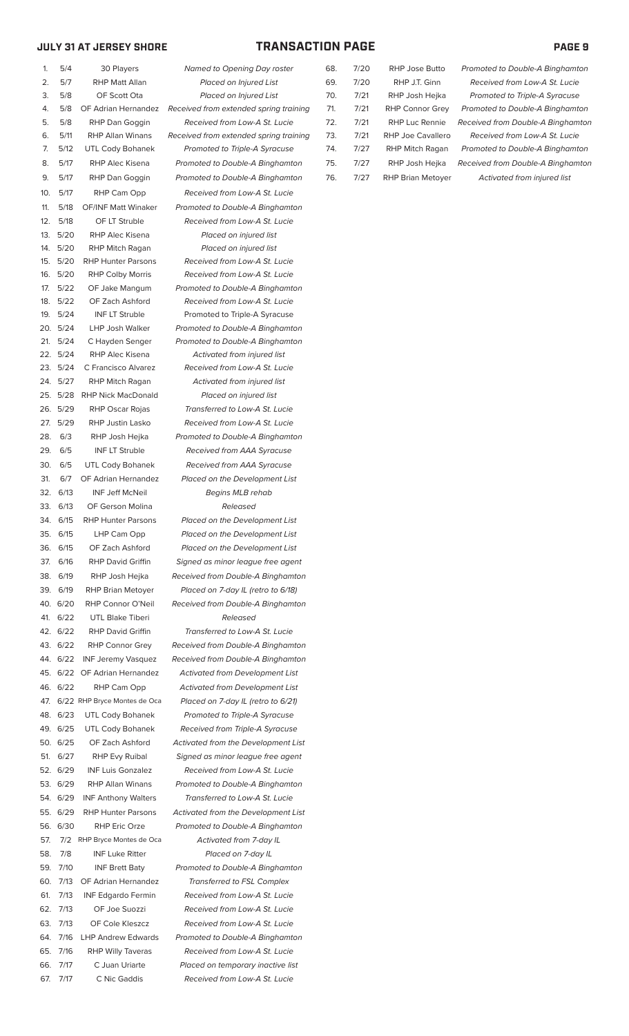# TRANSACTION PAGE

| | | | |
|---|---|---|---|
| 1. | 5/4 | 30 Players | *Named to Opening Day roster* |
| 2. | 5/7 | RHP Matt Allan | *Placed on Injured List* |
| 3. | 5/8 | OF Scott Ota | *Placed on Injured List* |
| 4. | 5/8 | OF Adrian Hernandez | *Received from extended spring training* |
| 5. | 5/8 | RHP Dan Goggin | *Received from Low-A St. Lucie* |
| 6. | 5/11 | RHP Allan Winans | *Received from extended spring training* |
| 7. | 5/12 | UTL Cody Bohanek | *Promoted to Triple-A Syracuse* |
| 8. | 5/17 | RHP Alec Kisena | *Promoted to Double-A Binghamton* |
| 9. | 5/17 | RHP Dan Goggin | *Promoted to Double-A Binghamton* |
| 10. | 5/17 | RHP Cam Opp | *Received from Low-A St. Lucie* |
| 11. | 5/18 | OF/INF Matt Winaker | *Promoted to Double-A Binghamton* |
| 12. | 5/18 | OF LT Struble | *Received from Low-A St. Lucie* |
| 13. | 5/20 | RHP Alec Kisena | *Placed on injured list* |
| 14. | 5/20 | RHP Mitch Ragan | *Placed on injured list* |
| 15. | 5/20 | RHP Hunter Parsons | *Received from Low-A St. Lucie* |
| 16. | 5/20 | RHP Colby Morris | *Received from Low-A St. Lucie* |
| 17. | 5/22 | OF Jake Mangum | *Promoted to Double-A Binghamton* |
| 18. | 5/22 | OF Zach Ashford | *Received from Low-A St. Lucie* |
| 19. | 5/24 | INF LT Struble | Promoted to Triple-A Syracuse |
| 20. | 5/24 | LHP Josh Walker | *Promoted to Double-A Binghamton* |
| 21. | 5/24 | C Hayden Senger | *Promoted to Double-A Binghamton* |
| 22. | 5/24 | RHP Alec Kisena | *Activated from injured list* |
| 23. | 5/24 | C Francisco Alvarez | *Received from Low-A St. Lucie* |
| 24. | 5/27 | RHP Mitch Ragan | *Activated from injured list* |
| 25. | 5/28 | RHP Nick MacDonald | *Placed on injured list* |
| 26. | 5/29 | RHP Oscar Rojas | *Transferred to Low-A St. Lucie* |
| 27. | 5/29 | RHP Justin Lasko | *Received from Low-A St. Lucie* |
| 28. | 6/3 | RHP Josh Hejka | *Promoted to Double-A Binghamton* |
| 29. | 6/5 | INF LT Struble | *Received from AAA Syracuse* |
| 30. | 6/5 | UTL Cody Bohanek | *Received from AAA Syracuse* |
| 31. | 6/7 | OF Adrian Hernandez | *Placed on the Development List* |
| 32. | 6/13 | INF Jeff McNeil | *Begins MLB rehab* |
| 33. | 6/13 | OF Gerson Molina | *Released* |
| 34. | 6/15 | RHP Hunter Parsons | *Placed on the Development List* |
| 35. | 6/15 | LHP Cam Opp | *Placed on the Development List* |
| 36. | 6/15 | OF Zach Ashford | *Placed on the Development List* |
| 37. | 6/16 | RHP David Griffin | *Signed as minor league free agent* |
| 38. | 6/19 | RHP Josh Hejka | *Received from Double-A Binghamton* |
| 39. | 6/19 | RHP Brian Metoyer | *Placed on 7-day IL (retro to 6/18)* |
| 40. | 6/20 | RHP Connor O'Neil | *Received from Double-A Binghamton* |
| 41. | 6/22 | UTL Blake Tiberi | *Released* |
| 42. | 6/22 | RHP David Griffin | *Transferred to Low-A St. Lucie* |
| 43. | 6/22 | RHP Connor Grey | *Received from Double-A Binghamton* |
| 44. | 6/22 | INF Jeremy Vasquez | *Received from Double-A Binghamton* |
| 45. | 6/22 | OF Adrian Hernandez | *Activated from Development List* |
| 46. | 6/22 | RHP Cam Opp | *Activated from Development List* |
| 47. | 6/22 | RHP Bryce Montes de Oca | *Placed on 7-day IL (retro to 6/21)* |
| 48. | 6/23 | UTL Cody Bohanek | *Promoted to Triple-A Syracuse* |
| 49. | 6/25 | UTL Cody Bohanek | *Received from Triple-A Syracuse* |
| 50. | 6/25 | OF Zach Ashford | *Activated from the Development List* |
| 51. | 6/27 | RHP Evy Ruibal | *Signed as minor league free agent* |
| 52. | 6/29 | INF Luis Gonzalez | *Received from Low-A St. Lucie* |
| 53. | 6/29 | RHP Allan Winans | *Promoted to Double-A Binghamton* |
| 54. | 6/29 | INF Anthony Walters | *Transferred to Low-A St. Lucie* |
| 55. | 6/29 | RHP Hunter Parsons | *Activated from the Development List* |
| 56. | 6/30 | RHP Eric Orze | *Promoted to Double-A Binghamton* |
| 57. | 7/2 | RHP Bryce Montes de Oca | *Activated from 7-day IL* |
| 58. | 7/8 | INF Luke Ritter | *Placed on 7-day IL* |
| 59. | 7/10 | INF Brett Baty | *Promoted to Double-A Binghamton* |
| 60. | 7/13 | OF Adrian Hernandez | *Transferred to FSL Complex* |
| 61. | 7/13 | INF Edgardo Fermin | *Received from Low-A St. Lucie* |
| 62. | 7/13 | OF Joe Suozzi | *Received from Low-A St. Lucie* |
| 63. | 7/13 | OF Cole Kleszcz | *Received from Low-A St. Lucie* |
| 64. | 7/16 | LHP Andrew Edwards | *Promoted to Double-A Binghamton* |
| 65. | 7/16 | RHP Willy Taveras | *Received from Low-A St. Lucie* |
| 66. | 7/17 | C Juan Uriarte | *Placed on temporary inactive list* |
| 67. | 7/17 | C Nic Gaddis | *Received from Low-A St. Lucie* |
| 68. | 7/20 | RHP Jose Butto | *Promoted to Double-A Binghamton* |
| 69. | 7/20 | RHP J.T. Ginn | *Received from Low-A St. Lucie* |
| 70. | 7/21 | RHP Josh Hejka | *Promoted to Triple-A Syracuse* |
| 71. | 7/21 | RHP Connor Grey | *Promoted to Double-A Binghamton* |
| 72. | 7/21 | RHP Luc Rennie | *Received from Double-A Binghamton* |
| 73. | 7/21 | RHP Joe Cavallero | *Received from Low-A St. Lucie* |
| 74. | 7/27 | RHP Mitch Ragan | *Promoted to Double-A Binghamton* |
| 75. | 7/27 | RHP Josh Hejka | *Received from Double-A Binghamton* |
| 76. | 7/27 | RHP Brian Metoyer | *Activated from injured list* |